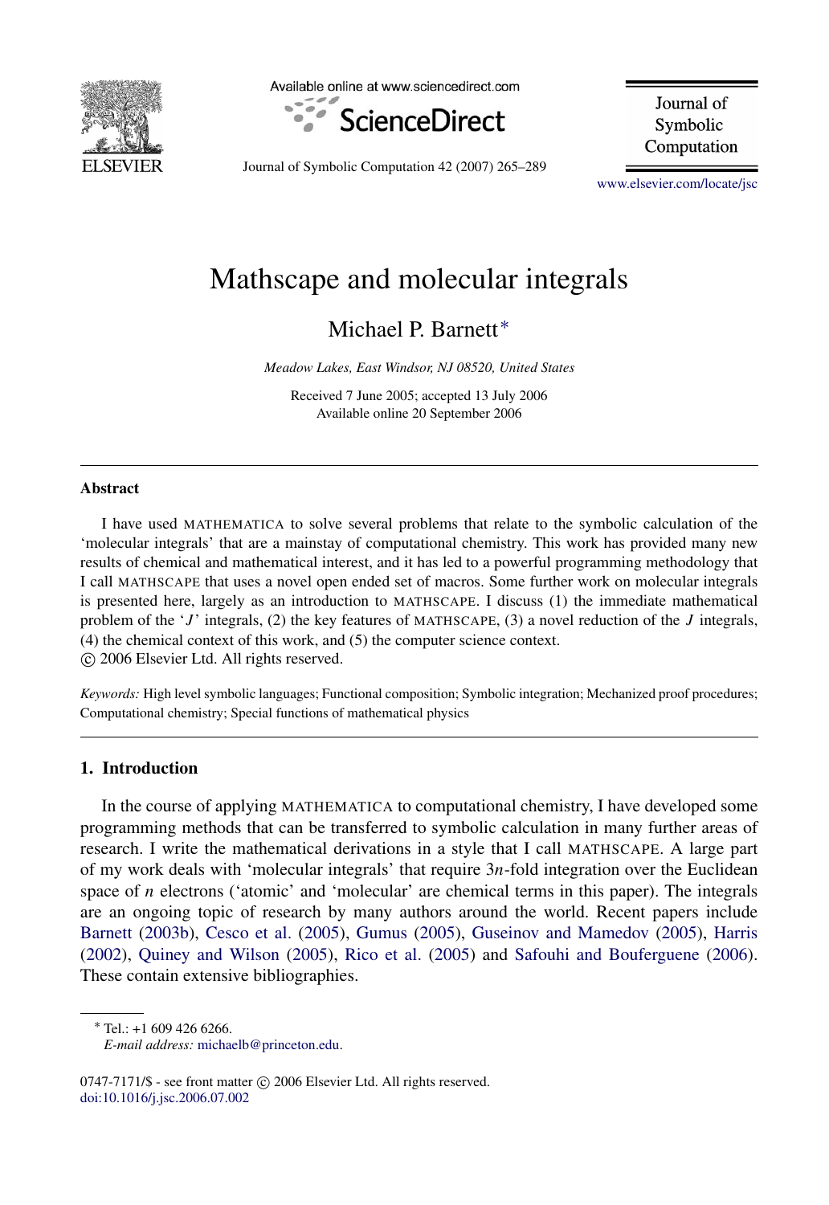# Mathscape and molecular integrals

Michael P. Barnett*

*Meadow Lakes, East Windsor, NJ 08520, United States*

Received 7 June 2005; accepted 13 July 2006
Available online 20 September 2006

## Abstract

I have used MATHEMATICA to solve several problems that relate to the symbolic calculation of the 'molecular integrals' that are a mainstay of computational chemistry. This work has provided many new results of chemical and mathematical interest, and it has led to a powerful programming methodology that I call MATHSCAPE that uses a novel open ended set of macros. Some further work on molecular integrals is presented here, largely as an introduction to MATHSCAPE. I discuss (1) the immediate mathematical problem of the '$J$' integrals, (2) the key features of MATHSCAPE, (3) a novel reduction of the $J$ integrals, (4) the chemical context of this work, and (5) the computer science context.

© 2006 Elsevier Ltd. All rights reserved.

*Keywords:* High level symbolic languages; Functional composition; Symbolic integration; Mechanized proof procedures; Computational chemistry; Special functions of mathematical physics

## 1. Introduction

In the course of applying MATHEMATICA to computational chemistry, I have developed some programming methods that can be transferred to symbolic calculation in many further areas of research. I write the mathematical derivations in a style that I call MATHSCAPE. A large part of my work deals with 'molecular integrals' that require $3n$-fold integration over the Euclidean space of $n$ electrons ('atomic' and 'molecular' are chemical terms in this paper). The integrals are an ongoing topic of research by many authors around the world. Recent papers include Barnett (2003b), Cesco et al. (2005), Gumus (2005), Guseinov and Mamedov (2005), Harris (2002), Quiney and Wilson (2005), Rico et al. (2005) and Safouhi and Bouferguene (2006). These contain extensive bibliographies.

* Tel.: +1 609 426 6266.
*E-mail address:* michaelb@princeton.edu.

0747-7171/$ - see front matter © 2006 Elsevier Ltd. All rights reserved.
doi:10.1016/j.jsc.2006.07.002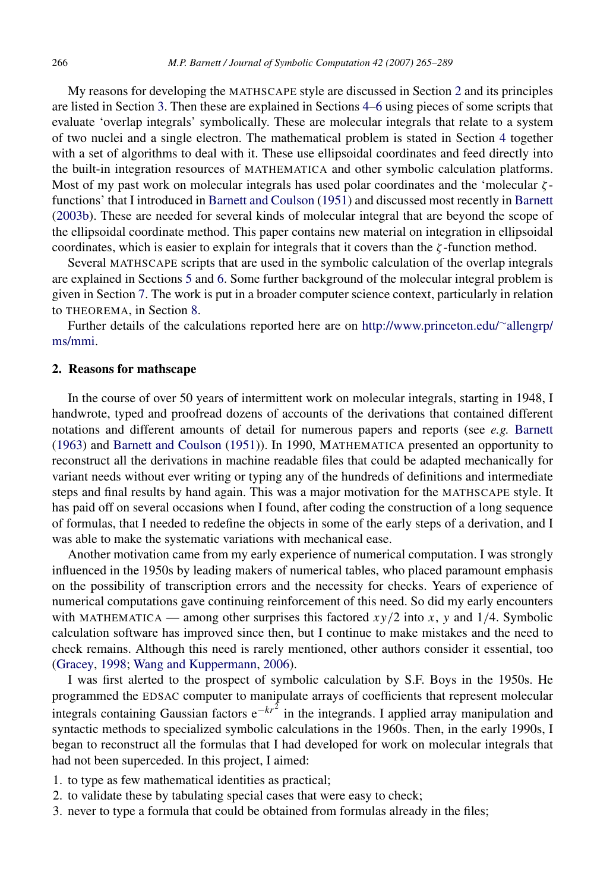My reasons for developing the MATHSCAPE style are discussed in Section 2 and its principles are listed in Section 3. Then these are explained in Sections 4–6 using pieces of some scripts that evaluate 'overlap integrals' symbolically. These are molecular integrals that relate to a system of two nuclei and a single electron. The mathematical problem is stated in Section 4 together with a set of algorithms to deal with it. These use ellipsoidal coordinates and feed directly into the built-in integration resources of MATHEMATICA and other symbolic calculation platforms. Most of my past work on molecular integrals has used polar coordinates and the 'molecular $\zeta$-functions' that I introduced in Barnett and Coulson (1951) and discussed most recently in Barnett (2003b). These are needed for several kinds of molecular integral that are beyond the scope of the ellipsoidal coordinate method. This paper contains new material on integration in ellipsoidal coordinates, which is easier to explain for integrals that it covers than the $\zeta$-function method.

Several MATHSCAPE scripts that are used in the symbolic calculation of the overlap integrals are explained in Sections 5 and 6. Some further background of the molecular integral problem is given in Section 7. The work is put in a broader computer science context, particularly in relation to THEOREMA, in Section 8.

Further details of the calculations reported here are on http://www.princeton.edu/~allengrp/ms/mmi.

## 2. Reasons for mathscape

In the course of over 50 years of intermittent work on molecular integrals, starting in 1948, I handwrote, typed and proofread dozens of accounts of the derivations that contained different notations and different amounts of detail for numerous papers and reports (see *e.g.* Barnett (1963) and Barnett and Coulson (1951)). In 1990, MATHEMATICA presented an opportunity to reconstruct all the derivations in machine readable files that could be adapted mechanically for variant needs without ever writing or typing any of the hundreds of definitions and intermediate steps and final results by hand again. This was a major motivation for the MATHSCAPE style. It has paid off on several occasions when I found, after coding the construction of a long sequence of formulas, that I needed to redefine the objects in some of the early steps of a derivation, and I was able to make the systematic variations with mechanical ease.

Another motivation came from my early experience of numerical computation. I was strongly influenced in the 1950s by leading makers of numerical tables, who placed paramount emphasis on the possibility of transcription errors and the necessity for checks. Years of experience of numerical computations gave continuing reinforcement of this need. So did my early encounters with MATHEMATICA — among other surprises this factored $xy/2$ into $x$, $y$ and $1/4$. Symbolic calculation software has improved since then, but I continue to make mistakes and the need to check remains. Although this need is rarely mentioned, other authors consider it essential, too (Gracey, 1998; Wang and Kuppermann, 2006).

I was first alerted to the prospect of symbolic calculation by S.F. Boys in the 1950s. He programmed the EDSAC computer to manipulate arrays of coefficients that represent molecular integrals containing Gaussian factors $\mathrm{e}^{-kr^2}$ in the integrands. I applied array manipulation and syntactic methods to specialized symbolic calculations in the 1960s. Then, in the early 1990s, I began to reconstruct all the formulas that I had developed for work on molecular integrals that had not been superceded. In this project, I aimed:

1. to type as few mathematical identities as practical;
2. to validate these by tabulating special cases that were easy to check;
3. never to type a formula that could be obtained from formulas already in the files;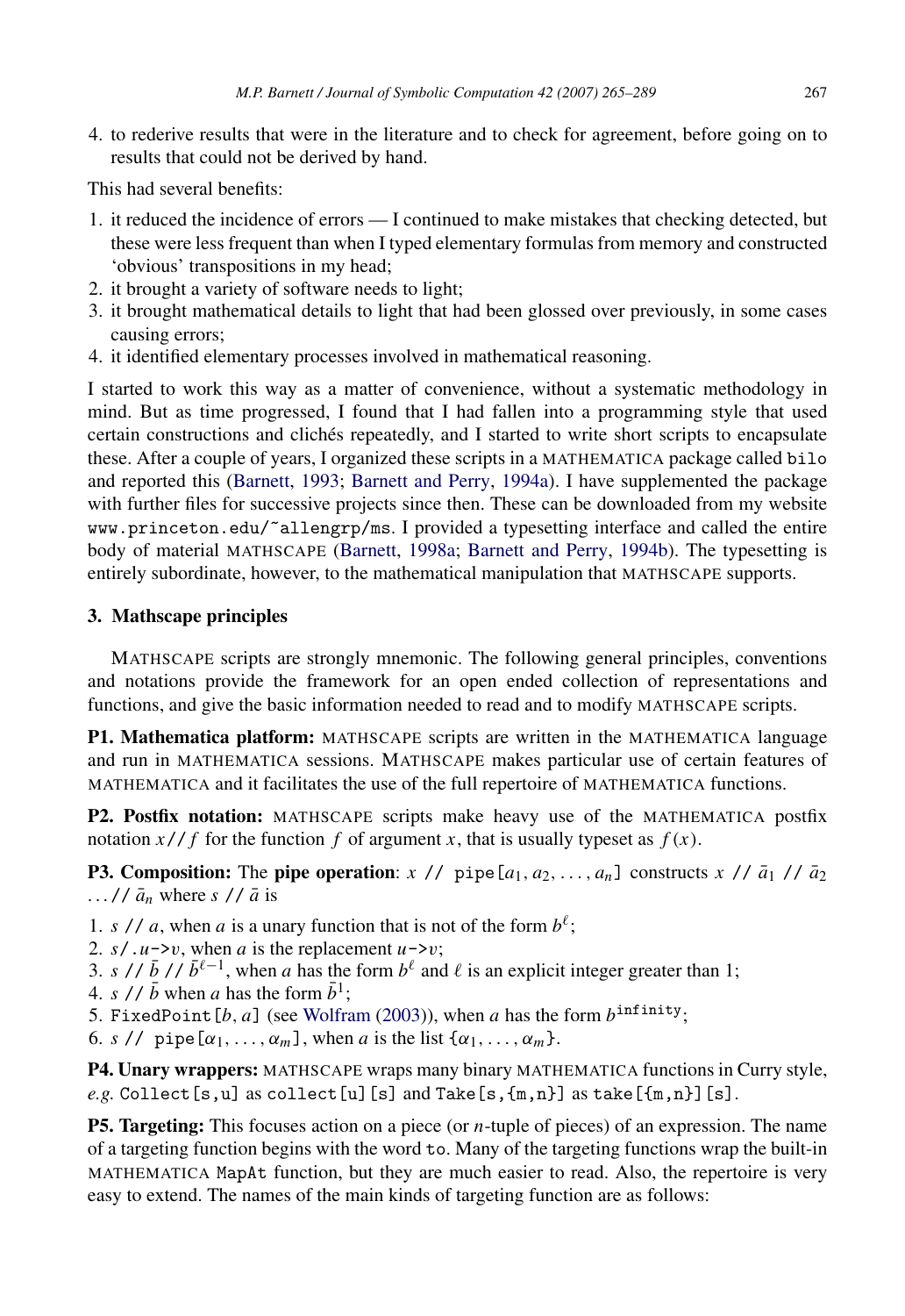4. to rederive results that were in the literature and to check for agreement, before going on to results that could not be derived by hand.

This had several benefits:

1. it reduced the incidence of errors — I continued to make mistakes that checking detected, but these were less frequent than when I typed elementary formulas from memory and constructed 'obvious' transpositions in my head;
2. it brought a variety of software needs to light;
3. it brought mathematical details to light that had been glossed over previously, in some cases causing errors;
4. it identified elementary processes involved in mathematical reasoning.

I started to work this way as a matter of convenience, without a systematic methodology in mind. But as time progressed, I found that I had fallen into a programming style that used certain constructions and clichés repeatedly, and I started to write short scripts to encapsulate these. After a couple of years, I organized these scripts in a MATHEMATICA package called `bilo` and reported this (Barnett, 1993; Barnett and Perry, 1994a). I have supplemented the package with further files for successive projects since then. These can be downloaded from my website `www.princeton.edu/~allengrp/ms`. I provided a typesetting interface and called the entire body of material MATHSCAPE (Barnett, 1998a; Barnett and Perry, 1994b). The typesetting is entirely subordinate, however, to the mathematical manipulation that MATHSCAPE supports.

### 3. Mathscape principles

MATHSCAPE scripts are strongly mnemonic. The following general principles, conventions and notations provide the framework for an open ended collection of representations and functions, and give the basic information needed to read and to modify MATHSCAPE scripts.

**P1. Mathematica platform:** MATHSCAPE scripts are written in the MATHEMATICA language and run in MATHEMATICA sessions. MATHSCAPE makes particular use of certain features of MATHEMATICA and it facilitates the use of the full repertoire of MATHEMATICA functions.

**P2. Postfix notation:** MATHSCAPE scripts make heavy use of the MATHEMATICA postfix notation $x$ `//` $f$ for the function $f$ of argument $x$, that is usually typeset as $f(x)$.

**P3. Composition:** The **pipe operation**: $x$ `// pipe[`$a_1, a_2, \ldots, a_n$`]` constructs $x$ `//` $\bar{a}_1$ `//` $\bar{a}_2$ $\ldots$ `//` $\bar{a}_n$ where $s$ `//` $\bar{a}$ is

1. $s$ `//` $a$, when $a$ is a unary function that is not of the form $b^{\ell}$;
2. $s$`/.`$u$`->`$v$, when $a$ is the replacement $u$`->`$v$;
3. $s$ `//` $\bar{b}$ `//` $\bar{b}^{\ell-1}$, when $a$ has the form $b^{\ell}$ and $\ell$ is an explicit integer greater than 1;
4. $s$ `//` $\bar{b}$ when $a$ has the form $\bar{b}^{1}$;
5. `FixedPoint[`$b, a$`]` (see Wolfram (2003)), when $a$ has the form $b^{\texttt{infinity}}$;
6. $s$ `// pipe[`$\alpha_1, \ldots, \alpha_m$`]`, when $a$ is the list $\{\alpha_1, \ldots, \alpha_m\}$.

**P4. Unary wrappers:** MATHSCAPE wraps many binary MATHEMATICA functions in Curry style, *e.g.* `Collect[s,u]` as `collect[u][s]` and `Take[s,{m,n}]` as `take[{m,n}][s]`.

**P5. Targeting:** This focuses action on a piece (or $n$-tuple of pieces) of an expression. The name of a targeting function begins with the word `to`. Many of the targeting functions wrap the built-in MATHEMATICA `MapAt` function, but they are much easier to read. Also, the repertoire is very easy to extend. The names of the main kinds of targeting function are as follows: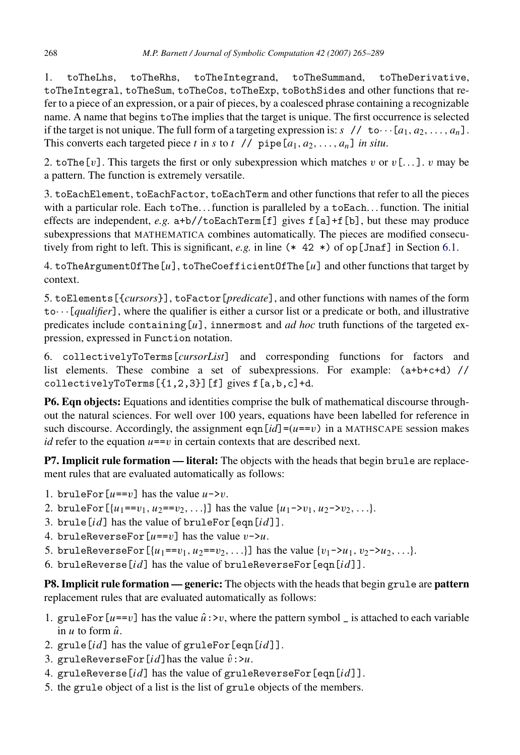1. `toTheLhs`, `toTheRhs`, `toTheIntegrand`, `toTheSummand`, `toTheDerivative`, `toTheIntegral`, `toTheSum`, `toTheCos`, `toTheExp`, `toBothSides` and other functions that refer to a piece of an expression, or a pair of pieces, by a coalesced phrase containing a recognizable name. A name that begins `toThe` implies that the target is unique. The first occurrence is selected if the target is not unique. The full form of a targeting expression is: *s* `//` `to···[`$a_1, a_2, \ldots, a_n$`]`. This converts each targeted piece *t* in *s* to *t* `//` `pipe[`$a_1, a_2, \ldots, a_n$`]` *in situ*.

2. `toThe[`*v*`]`. This targets the first or only subexpression which matches *v* or *v*`[...]`. *v* may be a pattern. The function is extremely versatile.

3. `toEachElement`, `toEachFactor`, `toEachTerm` and other functions that refer to all the pieces with a particular role. Each `toThe`... function is paralleled by a `toEach`... function. The initial effects are independent, *e.g.* `a+b//toEachTerm[f]` gives `f[a]+f[b]`, but these may produce subexpressions that MATHEMATICA combines automatically. The pieces are modified consecutively from right to left. This is significant, *e.g.* in line `(* 42 *)` of `op[Jnaf]` in Section 6.1.

4. `toTheArgumentOfThe[`*u*`]`, `toTheCoefficientOfThe[`*u*`]` and other functions that target by context.

5. `toElements[{`*cursors*`}]`, `toFactor[`*predicate*`]`, and other functions with names of the form `to···[`*qualifier*`]`, where the qualifier is either a cursor list or a predicate or both, and illustrative predicates include `containing[`*u*`]`, `innermost` and *ad hoc* truth functions of the targeted expression, expressed in `Function` notation.

6. `collectivelyToTerms[`*cursorList*`]` and corresponding functions for factors and list elements. These combine a set of subexpressions. For example: `(a+b+c+d) // collectivelyToTerms[{1,2,3}][f]` gives `f[a,b,c]+d`.

**P6. Eqn objects:** Equations and identities comprise the bulk of mathematical discourse throughout the natural sciences. For well over 100 years, equations have been labelled for reference in such discourse. Accordingly, the assignment `eqn[`*id*`]=(`*u*`==`*v*`)` in a MATHSCAPE session makes *id* refer to the equation *u*`==`*v* in certain contexts that are described next.

**P7. Implicit rule formation — literal:** The objects with the heads that begin `brule` are replacement rules that are evaluated automatically as follows:

1. `bruleFor[`*u*`==`*v*`]` has the value *u*`->`*v*.
2. `bruleFor[{`$u_1$`==`$v_1$`, `$u_2$`==`$v_2$`, ...}]` has the value `{`$u_1$`->`$v_1$`, `$u_2$`->`$v_2$`, ...}`.
3. `brule[`*id*`]` has the value of `bruleFor[eqn[`*id*`]]`.
4. `bruleReverseFor[`*u*`==`*v*`]` has the value *v*`->`*u*.
5. `bruleReverseFor[{`$u_1$`==`$v_1$`, `$u_2$`==`$v_2$`, ...}]` has the value `{`$v_1$`->`$u_1$`, `$v_2$`->`$u_2$`, ...}`.
6. `bruleReverse[`*id*`]` has the value of `bruleReverseFor[eqn[`*id*`]]`.

**P8. Implicit rule formation — generic:** The objects with the heads that begin `grule` are **pattern** replacement rules that are evaluated automatically as follows:

1. `gruleFor[`*u*`==`*v*`]` has the value $\hat{u}$`:>`*v*, where the pattern symbol `_` is attached to each variable in *u* to form $\hat{u}$.
2. `grule[`*id*`]` has the value of `gruleFor[eqn[`*id*`]]`.
3. `gruleReverseFor[`*id*`]` has the value $\hat{v}$`:>`*u*.
4. `gruleReverse[`*id*`]` has the value of `gruleReverseFor[eqn[`*id*`]]`.
5. the `grule` object of a list is the list of `grule` objects of the members.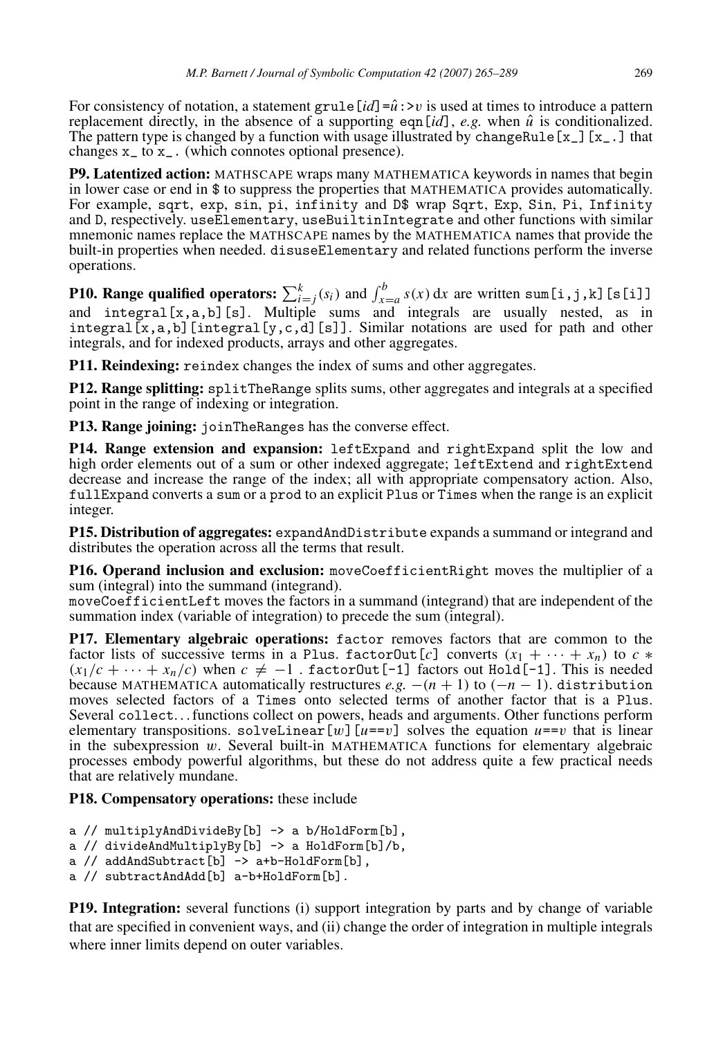For consistency of notation, a statement `grule[`*id*`]=`$\hat{u}$`:>`$v$ is used at times to introduce a pattern replacement directly, in the absence of a supporting `eqn[`*id*`]`, *e.g.* when $\hat{u}$ is conditionalized. The pattern type is changed by a function with usage illustrated by `changeRule[x_][x_.]` that changes `x_` to `x_.` (which connotes optional presence).

**P9. Latentized action:** MATHSCAPE wraps many MATHEMATICA keywords in names that begin in lower case or end in `$` to suppress the properties that MATHEMATICA provides automatically. For example, `sqrt`, `exp`, `sin`, `pi`, `infinity` and `D$` wrap `Sqrt`, `Exp`, `Sin`, `Pi`, `Infinity` and `D`, respectively. `useElementary`, `useBuiltinIntegrate` and other functions with similar mnemonic names replace the MATHSCAPE names by the MATHEMATICA names that provide the built-in properties when needed. `disuseElementary` and related functions perform the inverse operations.

**P10. Range qualified operators:** $\sum_{i=j}^{k}(s_i)$ and $\int_{x=a}^{b} s(x)\,\mathrm{d}x$ are written `sum[i,j,k][s[i]]` and `integral[x,a,b][s]`. Multiple sums and integrals are usually nested, as in `integral[x,a,b][integral[y,c,d][s]]`. Similar notations are used for path and other integrals, and for indexed products, arrays and other aggregates.

**P11. Reindexing:** `reindex` changes the index of sums and other aggregates.

**P12. Range splitting:** `splitTheRange` splits sums, other aggregates and integrals at a specified point in the range of indexing or integration.

**P13. Range joining:** `joinTheRanges` has the converse effect.

**P14. Range extension and expansion:** `leftExpand` and `rightExpand` split the low and high order elements out of a sum or other indexed aggregate; `leftExtend` and `rightExtend` decrease and increase the range of the index; all with appropriate compensatory action. Also, `fullExpand` converts a `sum` or a `prod` to an explicit `Plus` or `Times` when the range is an explicit integer.

**P15. Distribution of aggregates:** `expandAndDistribute` expands a summand or integrand and distributes the operation across all the terms that result.

**P16. Operand inclusion and exclusion:** `moveCoefficientRight` moves the multiplier of a sum (integral) into the summand (integrand).
`moveCoefficientLeft` moves the factors in a summand (integrand) that are independent of the summation index (variable of integration) to precede the sum (integral).

**P17. Elementary algebraic operations:** `factor` removes factors that are common to the factor lists of successive terms in a `Plus`. `factorOut[`$c$`]` converts $(x_1 + \cdots + x_n)$ to $c * (x_1/c + \cdots + x_n/c)$ when $c \neq -1$ . `factorOut[-1]` factors out `Hold[-1]`. This is needed because MATHEMATICA automatically restructures *e.g.* $-(n+1)$ to $(-n-1)$. `distribution` moves selected factors of a `Times` onto selected terms of another factor that is a `Plus`. Several `collect`... functions collect on powers, heads and arguments. Other functions perform elementary transpositions. `solveLinear[`$w$`][`$u$`==`$v$`]` solves the equation $u$`==`$v$ that is linear in the subexpression $w$. Several built-in MATHEMATICA functions for elementary algebraic processes embody powerful algorithms, but these do not address quite a few practical needs that are relatively mundane.

**P18. Compensatory operations:** these include

```
a // multiplyAndDivideBy[b] -> a b/HoldForm[b],
a // divideAndMultiplyBy[b] -> a HoldForm[b]/b,
a // addAndSubtract[b] -> a+b-HoldForm[b],
a // subtractAndAdd[b] a-b+HoldForm[b].
```

**P19. Integration:** several functions (i) support integration by parts and by change of variable that are specified in convenient ways, and (ii) change the order of integration in multiple integrals where inner limits depend on outer variables.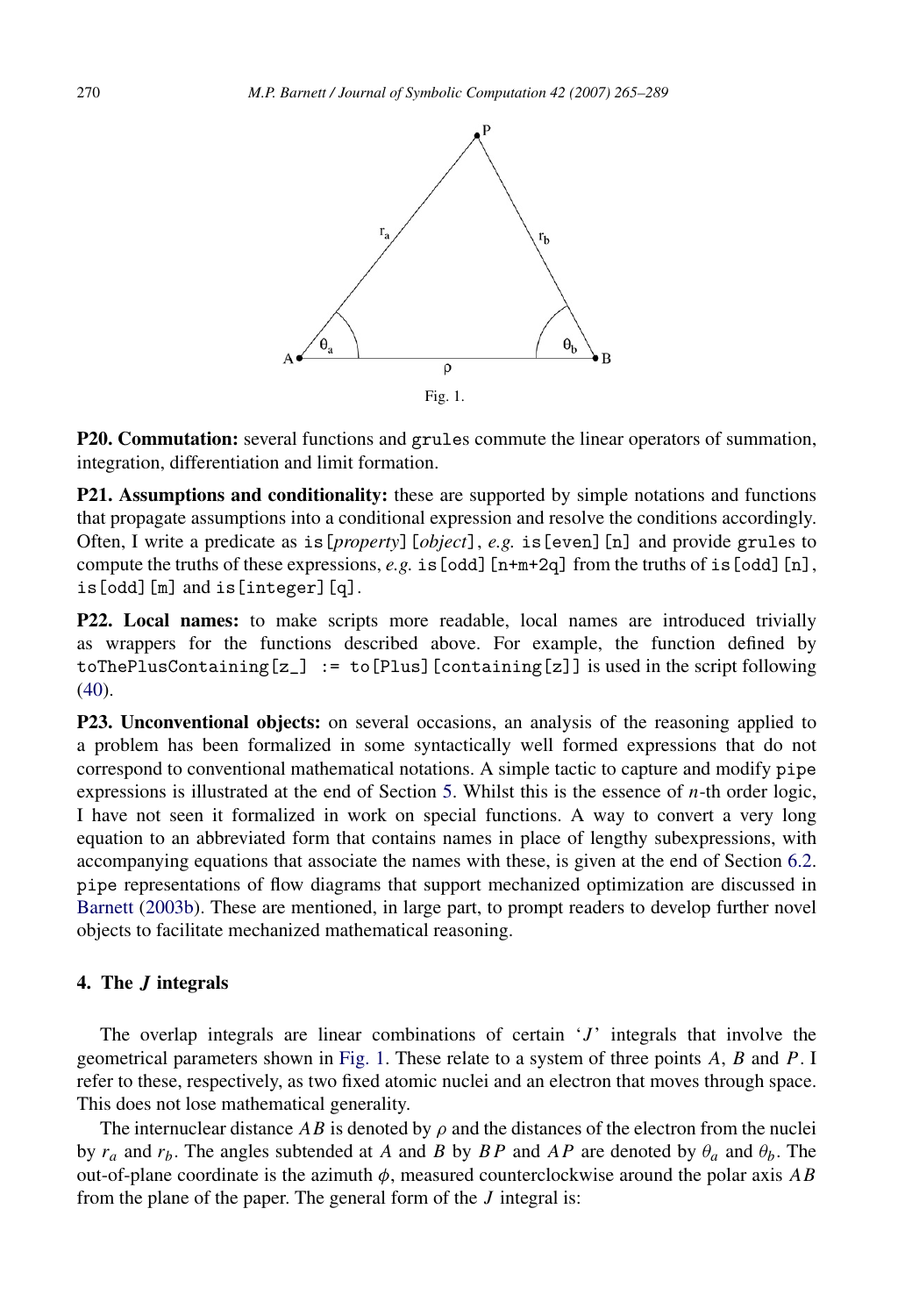Fig. 1.

**P20. Commutation:** several functions and `grules` commute the linear operators of summation, integration, differentiation and limit formation.

**P21. Assumptions and conditionality:** these are supported by simple notations and functions that propagate assumptions into a conditional expression and resolve the conditions accordingly. Often, I write a predicate as `is[`*property*`][`*object*`]`, *e.g.* `is[even][n]` and provide `grules` to compute the truths of these expressions, *e.g.* `is[odd][n+m+2q]` from the truths of `is[odd][n]`, `is[odd][m]` and `is[integer][q]`.

**P22. Local names:** to make scripts more readable, local names are introduced trivially as wrappers for the functions described above. For example, the function defined by `toThePlusContaining[z_] := to[Plus][containing[z]]` is used in the script following (40).

**P23. Unconventional objects:** on several occasions, an analysis of the reasoning applied to a problem has been formalized in some syntactically well formed expressions that do not correspond to conventional mathematical notations. A simple tactic to capture and modify `pipe` expressions is illustrated at the end of Section 5. Whilst this is the essence of $n$-th order logic, I have not seen it formalized in work on special functions. A way to convert a very long equation to an abbreviated form that contains names in place of lengthy subexpressions, with accompanying equations that associate the names with these, is given at the end of Section 6.2. `pipe` representations of flow diagrams that support mechanized optimization are discussed in Barnett (2003b). These are mentioned, in large part, to prompt readers to develop further novel objects to facilitate mechanized mathematical reasoning.

## 4. The $J$ integrals

The overlap integrals are linear combinations of certain '$J$' integrals that involve the geometrical parameters shown in Fig. 1. These relate to a system of three points $A$, $B$ and $P$. I refer to these, respectively, as two fixed atomic nuclei and an electron that moves through space. This does not lose mathematical generality.

The internuclear distance $AB$ is denoted by $\rho$ and the distances of the electron from the nuclei by $r_a$ and $r_b$. The angles subtended at $A$ and $B$ by $BP$ and $AP$ are denoted by $\theta_a$ and $\theta_b$. The out-of-plane coordinate is the azimuth $\phi$, measured counterclockwise around the polar axis $AB$ from the plane of the paper. The general form of the $J$ integral is: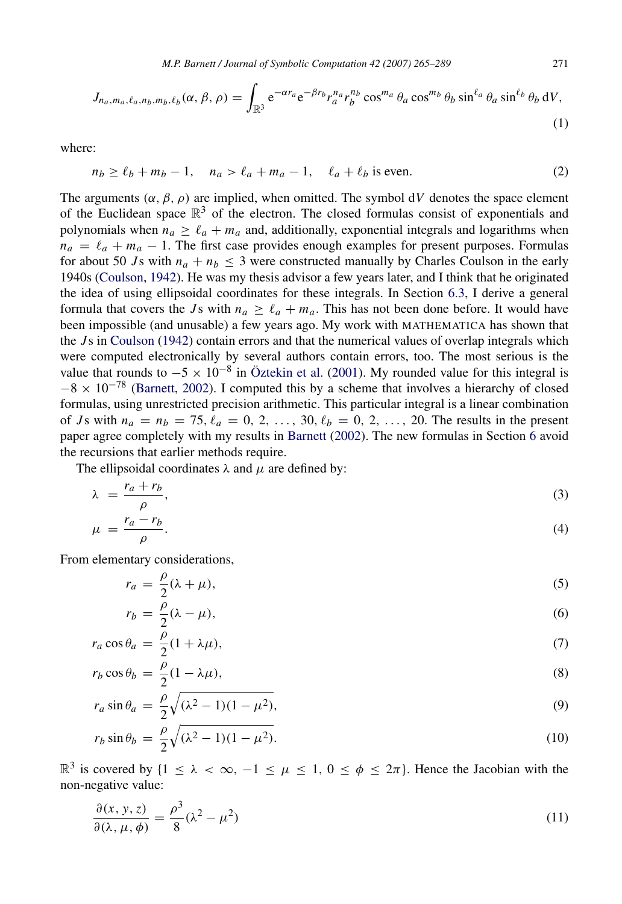$$J_{n_a,m_a,\ell_a,n_b,m_b,\ell_b}(\alpha,\beta,\rho) = \int_{\mathbb{R}^3} \mathrm{e}^{-\alpha r_a} \mathrm{e}^{-\beta r_b} r_a^{n_a} r_b^{n_b} \cos^{m_a}\theta_a \cos^{m_b}\theta_b \sin^{\ell_a}\theta_a \sin^{\ell_b}\theta_b \,\mathrm{d}V, \tag{1}$$

where:

$$n_b \geq \ell_b + m_b - 1, \quad n_a > \ell_a + m_a - 1, \quad \ell_a + \ell_b \text{ is even.} \tag{2}$$

The arguments $(\alpha, \beta, \rho)$ are implied, when omitted. The symbol $\mathrm{d}V$ denotes the space element of the Euclidean space $\mathbb{R}^3$ of the electron. The closed formulas consist of exponentials and polynomials when $n_a \geq \ell_a + m_a$ and, additionally, exponential integrals and logarithms when $n_a = \ell_a + m_a - 1$. The first case provides enough examples for present purposes. Formulas for about 50 $J$s with $n_a + n_b \leq 3$ were constructed manually by Charles Coulson in the early 1940s (Coulson, 1942). He was my thesis advisor a few years later, and I think that he originated the idea of using ellipsoidal coordinates for these integrals. In Section 6.3, I derive a general formula that covers the $J$s with $n_a \geq \ell_a + m_a$. This has not been done before. It would have been impossible (and unusable) a few years ago. My work with MATHEMATICA has shown that the $J$s in Coulson (1942) contain errors and that the numerical values of overlap integrals which were computed electronically by several authors contain errors, too. The most serious is the value that rounds to $-5 \times 10^{-8}$ in Öztekin et al. (2001). My rounded value for this integral is $-8 \times 10^{-78}$ (Barnett, 2002). I computed this by a scheme that involves a hierarchy of closed formulas, using unrestricted precision arithmetic. This particular integral is a linear combination of $J$s with $n_a = n_b = 75$, $\ell_a = 0, 2, \ldots, 30$, $\ell_b = 0, 2, \ldots, 20$. The results in the present paper agree completely with my results in Barnett (2002). The new formulas in Section 6 avoid the recursions that earlier methods require.

The ellipsoidal coordinates $\lambda$ and $\mu$ are defined by:

$$\lambda = \frac{r_a + r_b}{\rho}, \tag{3}$$

$$\mu = \frac{r_a - r_b}{\rho}. \tag{4}$$

From elementary considerations,

$$r_a = \frac{\rho}{2}(\lambda + \mu), \tag{5}$$

$$r_b = \frac{\rho}{2}(\lambda - \mu), \tag{6}$$

$$r_a \cos\theta_a = \frac{\rho}{2}(1 + \lambda\mu), \tag{7}$$

$$r_b \cos\theta_b = \frac{\rho}{2}(1 - \lambda\mu), \tag{8}$$

$$r_a \sin\theta_a = \frac{\rho}{2}\sqrt{(\lambda^2 - 1)(1 - \mu^2)}, \tag{9}$$

$$r_b \sin\theta_b = \frac{\rho}{2}\sqrt{(\lambda^2 - 1)(1 - \mu^2)}. \tag{10}$$

$\mathbb{R}^3$ is covered by $\{1 \leq \lambda < \infty, -1 \leq \mu \leq 1, 0 \leq \phi \leq 2\pi\}$. Hence the Jacobian with the non-negative value:

$$\frac{\partial(x, y, z)}{\partial(\lambda, \mu, \phi)} = \frac{\rho^3}{8}(\lambda^2 - \mu^2) \tag{11}$$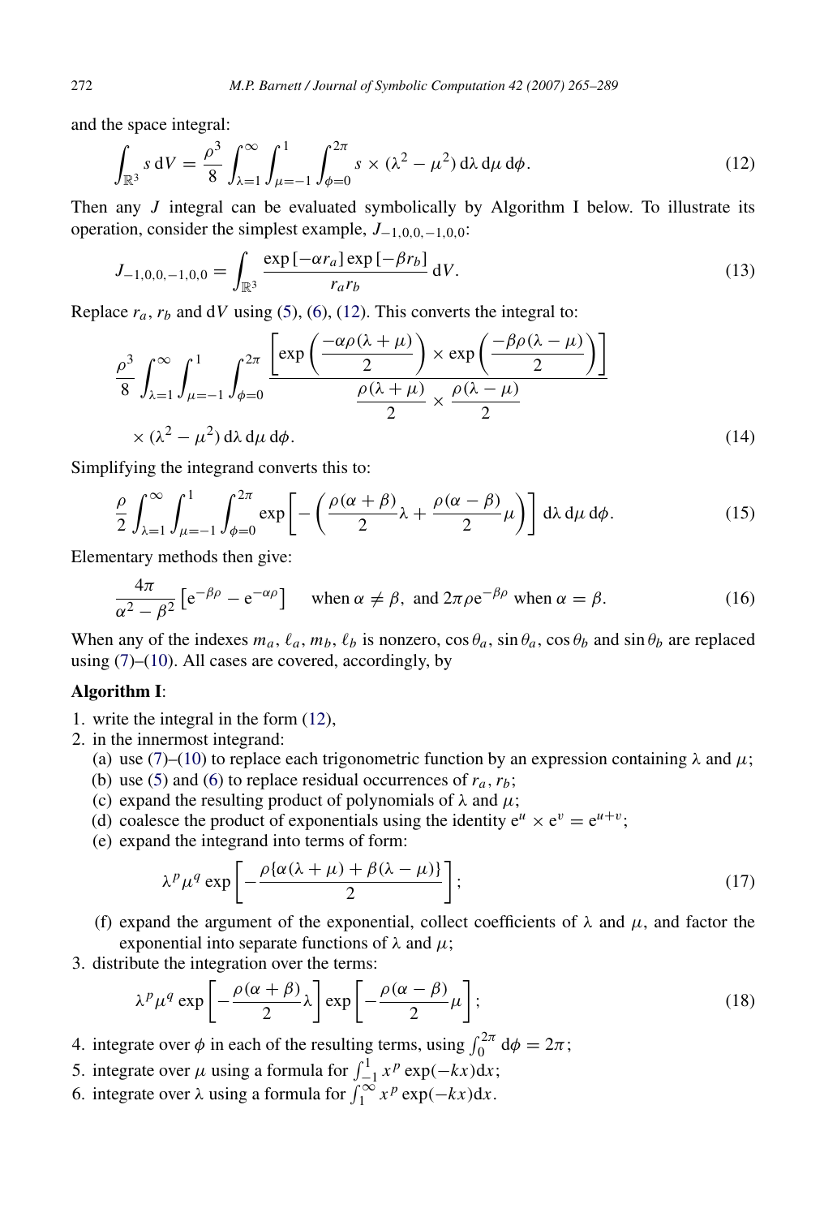and the space integral:

$$\int_{\mathbb{R}^3} s\,\mathrm{d}V = \frac{\rho^3}{8}\int_{\lambda=1}^{\infty}\int_{\mu=-1}^{1}\int_{\phi=0}^{2\pi} s \times (\lambda^2-\mu^2)\,\mathrm{d}\lambda\,\mathrm{d}\mu\,\mathrm{d}\phi. \tag{12}$$

Then any $J$ integral can be evaluated symbolically by Algorithm I below. To illustrate its operation, consider the simplest example, $J_{-1,0,0,-1,0,0}$:

$$J_{-1,0,0,-1,0,0} = \int_{\mathbb{R}^3} \frac{\exp[-\alpha r_a]\exp[-\beta r_b]}{r_a r_b}\,\mathrm{d}V. \tag{13}$$

Replace $r_a$, $r_b$ and $\mathrm{d}V$ using (5), (6), (12). This converts the integral to:

$$\frac{\rho^3}{8}\int_{\lambda=1}^{\infty}\int_{\mu=-1}^{1}\int_{\phi=0}^{2\pi} \frac{\left[\exp\left(\dfrac{-\alpha\rho(\lambda+\mu)}{2}\right)\times\exp\left(\dfrac{-\beta\rho(\lambda-\mu)}{2}\right)\right]}{\dfrac{\rho(\lambda+\mu)}{2}\times\dfrac{\rho(\lambda-\mu)}{2}} \times (\lambda^2-\mu^2)\,\mathrm{d}\lambda\,\mathrm{d}\mu\,\mathrm{d}\phi. \tag{14}$$

Simplifying the integrand converts this to:

$$\frac{\rho}{2}\int_{\lambda=1}^{\infty}\int_{\mu=-1}^{1}\int_{\phi=0}^{2\pi} \exp\left[-\left(\frac{\rho(\alpha+\beta)}{2}\lambda + \frac{\rho(\alpha-\beta)}{2}\mu\right)\right]\mathrm{d}\lambda\,\mathrm{d}\mu\,\mathrm{d}\phi. \tag{15}$$

Elementary methods then give:

$$\frac{4\pi}{\alpha^2-\beta^2}\left[\mathrm{e}^{-\beta\rho}-\mathrm{e}^{-\alpha\rho}\right] \quad \text{when } \alpha\neq\beta, \text{ and } 2\pi\rho\mathrm{e}^{-\beta\rho} \text{ when } \alpha=\beta. \tag{16}$$

When any of the indexes $m_a$, $\ell_a$, $m_b$, $\ell_b$ is nonzero, $\cos\theta_a$, $\sin\theta_a$, $\cos\theta_b$ and $\sin\theta_b$ are replaced using (7)–(10). All cases are covered, accordingly, by

**Algorithm I**:

1. write the integral in the form (12),
2. in the innermost integrand:
   (a) use (7)–(10) to replace each trigonometric function by an expression containing $\lambda$ and $\mu$;
   (b) use (5) and (6) to replace residual occurrences of $r_a$, $r_b$;
   (c) expand the resulting product of polynomials of $\lambda$ and $\mu$;
   (d) coalesce the product of exponentials using the identity $\mathrm{e}^u\times\mathrm{e}^v = \mathrm{e}^{u+v}$;
   (e) expand the integrand into terms of form:
   $$\lambda^p\mu^q\exp\left[-\frac{\rho\{\alpha(\lambda+\mu)+\beta(\lambda-\mu)\}}{2}\right]; \tag{17}$$
   (f) expand the argument of the exponential, collect coefficients of $\lambda$ and $\mu$, and factor the exponential into separate functions of $\lambda$ and $\mu$;
3. distribute the integration over the terms:
   $$\lambda^p\mu^q\exp\left[-\frac{\rho(\alpha+\beta)}{2}\lambda\right]\exp\left[-\frac{\rho(\alpha-\beta)}{2}\mu\right]; \tag{18}$$
4. integrate over $\phi$ in each of the resulting terms, using $\int_0^{2\pi}\mathrm{d}\phi = 2\pi$;
5. integrate over $\mu$ using a formula for $\int_{-1}^{1} x^p\exp(-kx)\mathrm{d}x$;
6. integrate over $\lambda$ using a formula for $\int_{1}^{\infty} x^p\exp(-kx)\mathrm{d}x$.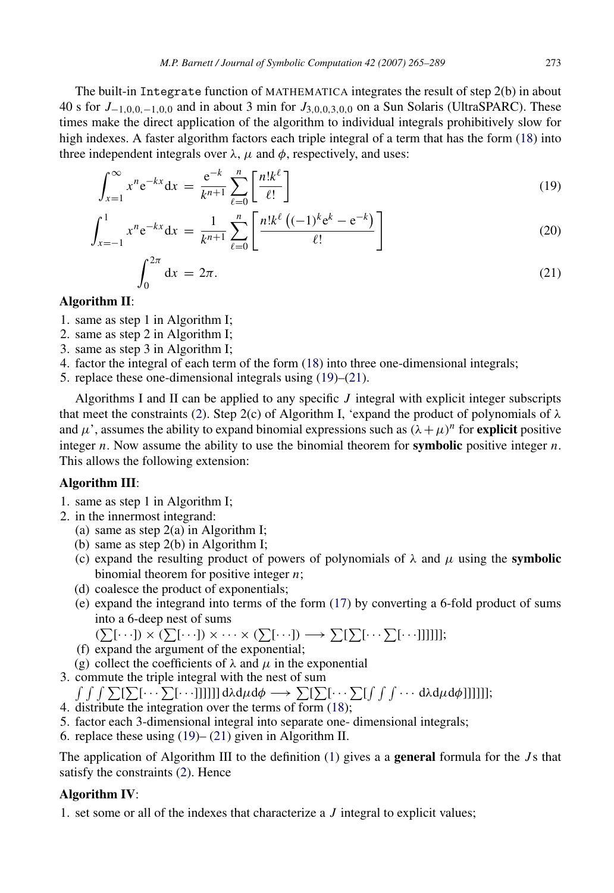The built-in `Integrate` function of MATHEMATICA integrates the result of step 2(b) in about 40 s for $J_{-1,0,0,-1,0,0}$ and in about 3 min for $J_{3,0,0,3,0,0}$ on a Sun Solaris (UltraSPARC). These times make the direct application of the algorithm to individual integrals prohibitively slow for high indexes. A faster algorithm factors each triple integral of a term that has the form (18) into three independent integrals over $\lambda$, $\mu$ and $\phi$, respectively, and uses:

$$\int_{x=1}^{\infty} x^n \mathrm{e}^{-kx} \mathrm{d}x = \frac{\mathrm{e}^{-k}}{k^{n+1}} \sum_{\ell=0}^{n} \left[ \frac{n! k^{\ell}}{\ell!} \right] \tag{19}$$

$$\int_{x=-1}^{1} x^n \mathrm{e}^{-kx} \mathrm{d}x = \frac{1}{k^{n+1}} \sum_{\ell=0}^{n} \left[ \frac{n! k^{\ell} \left( (-1)^k \mathrm{e}^{k} - \mathrm{e}^{-k} \right)}{\ell!} \right] \tag{20}$$

$$\int_{0}^{2\pi} \mathrm{d}x = 2\pi. \tag{21}$$

**Algorithm II**:

1. same as step 1 in Algorithm I;
2. same as step 2 in Algorithm I;
3. same as step 3 in Algorithm I;
4. factor the integral of each term of the form (18) into three one-dimensional integrals;
5. replace these one-dimensional integrals using (19)–(21).

Algorithms I and II can be applied to any specific $J$ integral with explicit integer subscripts that meet the constraints (2). Step 2(c) of Algorithm I, 'expand the product of polynomials of $\lambda$ and $\mu$', assumes the ability to expand binomial expressions such as $(\lambda + \mu)^n$ for **explicit** positive integer $n$. Now assume the ability to use the binomial theorem for **symbolic** positive integer $n$. This allows the following extension:

**Algorithm III**:

1. same as step 1 in Algorithm I;
2. in the innermost integrand:
   (a) same as step 2(a) in Algorithm I;
   (b) same as step 2(b) in Algorithm I;
   (c) expand the resulting product of powers of polynomials of $\lambda$ and $\mu$ using the **symbolic** binomial theorem for positive integer $n$;
   (d) coalesce the product of exponentials;
   (e) expand the integrand into terms of the form (17) by converting a 6-fold product of sums into a 6-deep nest of sums
   $(\sum[\cdots]) \times (\sum[\cdots]) \times \cdots \times (\sum[\cdots]) \longrightarrow \sum[\sum[\cdots \sum[\cdots]]]]]];$
   (f) expand the argument of the exponential;
   (g) collect the coefficients of $\lambda$ and $\mu$ in the exponential
3. commute the triple integral with the nest of sum
   $\int\int\int \sum[\sum[\cdots \sum[\cdots]]]]]] \mathrm{d}\lambda \mathrm{d}\mu \mathrm{d}\phi \longrightarrow \sum[\sum[\cdots \sum[\int\int\int \cdots \mathrm{d}\lambda \mathrm{d}\mu \mathrm{d}\phi]]]]]];$
4. distribute the integration over the terms of form (18);
5. factor each 3-dimensional integral into separate one- dimensional integrals;
6. replace these using (19)– (21) given in Algorithm II.

The application of Algorithm III to the definition (1) gives a a **general** formula for the $J$s that satisfy the constraints (2). Hence

**Algorithm IV**:

1. set some or all of the indexes that characterize a $J$ integral to explicit values;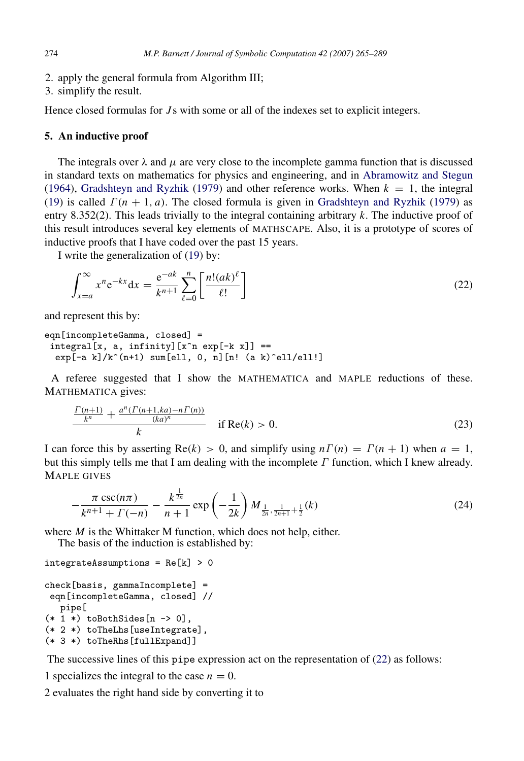2. apply the general formula from Algorithm III;
3. simplify the result.

Hence closed formulas for $J$s with some or all of the indexes set to explicit integers.

## 5. An inductive proof

The integrals over $\lambda$ and $\mu$ are very close to the incomplete gamma function that is discussed in standard texts on mathematics for physics and engineering, and in Abramowitz and Stegun (1964), Gradshteyn and Ryzhik (1979) and other reference works. When $k = 1$, the integral (19) is called $\Gamma(n+1, a)$. The closed formula is given in Gradshteyn and Ryzhik (1979) as entry 8.352(2). This leads trivially to the integral containing arbitrary $k$. The inductive proof of this result introduces several key elements of MATHSCAPE. Also, it is a prototype of scores of inductive proofs that I have coded over the past 15 years.

I write the generalization of (19) by:

$$\int_{x=a}^{\infty} x^n \mathrm{e}^{-kx} \mathrm{d}x = \frac{\mathrm{e}^{-ak}}{k^{n+1}} \sum_{\ell=0}^{n} \left[ \frac{n!(ak)^{\ell}}{\ell!} \right] \tag{22}$$

and represent this by:

```
eqn[incompleteGamma, closed] =
 integral[x, a, infinity][x^n exp[-k x]] ==
  exp[-a k]/k^(n+1) sum[ell, 0, n][n! (a k)^ell/ell!]
```

A referee suggested that I show the MATHEMATICA and MAPLE reductions of these. MATHEMATICA gives:

$$\frac{\frac{\Gamma(n+1)}{k^n} + \frac{a^n(\Gamma(n+1,ka) - n\Gamma(n))}{(ka)^n}}{k} \quad \text{if } \mathrm{Re}(k) > 0. \tag{23}$$

I can force this by asserting $\mathrm{Re}(k) > 0$, and simplify using $n\Gamma(n) = \Gamma(n+1)$ when $a = 1$, but this simply tells me that I am dealing with the incomplete $\Gamma$ function, which I knew already. MAPLE GIVES

$$-\frac{\pi \csc(n\pi)}{k^{n+1} + \Gamma(-n)} - \frac{k^{\frac{1}{2n}}}{n+1} \exp\left(-\frac{1}{2k}\right) M_{\frac{1}{2n}, \frac{1}{2n+1}+\frac{1}{2}}(k) \tag{24}$$

where $M$ is the Whittaker M function, which does not help, either.

The basis of the induction is established by:

```
integrateAssumptions = Re[k] > 0

check[basis, gammaIncomplete] =
 eqn[incompleteGamma, closed] //
   pipe[
(* 1 *) toBothSides[n -> 0],
(* 2 *) toTheLhs[useIntegrate],
(* 3 *) toTheRhs[fullExpand]]
```

The successive lines of this pipe expression act on the representation of (22) as follows:

1 specializes the integral to the case $n = 0$.

2 evaluates the right hand side by converting it to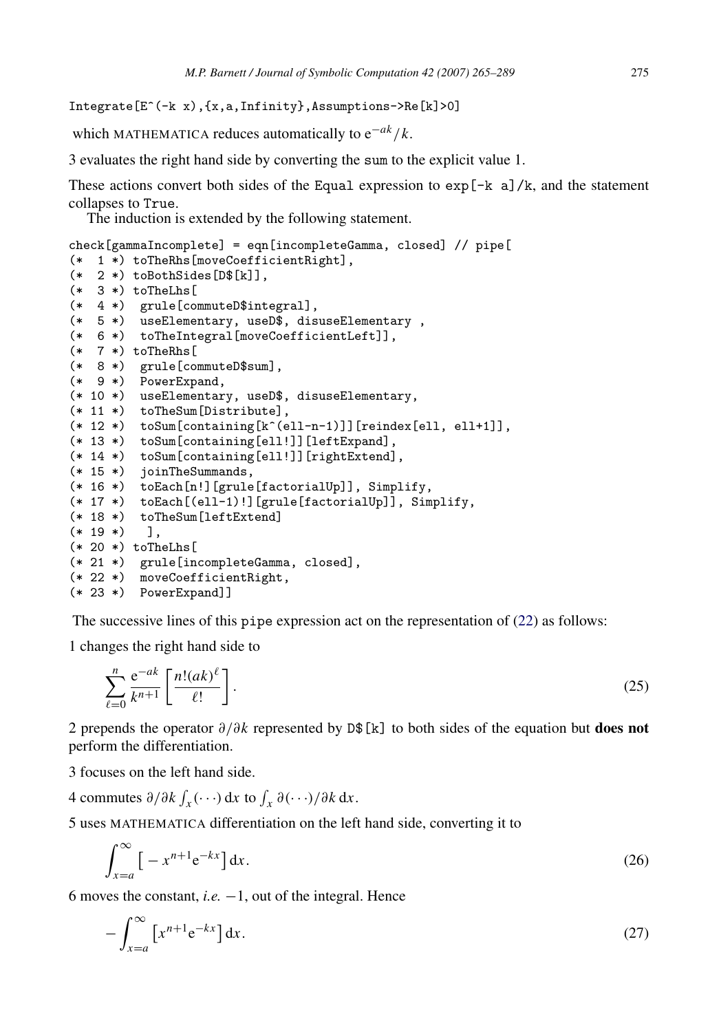```
Integrate[E^(-k x),{x,a,Infinity},Assumptions->Re[k]>0]
```

which MATHEMATICA reduces automatically to $e^{-ak}/k$.

3 evaluates the right hand side by converting the sum to the explicit value 1.

These actions convert both sides of the Equal expression to exp[-k a]/k, and the statement collapses to True.

The induction is extended by the following statement.

```
check[gammaIncomplete] = eqn[incompleteGamma, closed] // pipe[
(*  1 *) toTheRhs[moveCoefficientRight],
(*  2 *) toBothSides[D$[k]],
(*  3 *) toTheLhs[
(*  4 *)  grule[commuteD$integral],
(*  5 *)  useElementary, useD$, disuseElementary ,
(*  6 *)  toTheIntegral[moveCoefficientLeft]],
(*  7 *) toTheRhs[
(*  8 *)  grule[commuteD$sum],
(*  9 *)  PowerExpand,
(* 10 *)  useElementary, useD$, disuseElementary,
(* 11 *)  toTheSum[Distribute],
(* 12 *)  toSum[containing[k^(ell-n-1)]][reindex[ell, ell+1]],
(* 13 *)  toSum[containing[ell!]][leftExpand],
(* 14 *)  toSum[containing[ell!]][rightExtend],
(* 15 *)  joinTheSummands,
(* 16 *)  toEach[n!][grule[factorialUp]], Simplify,
(* 17 *)  toEach[(ell-1)!][grule[factorialUp]], Simplify,
(* 18 *)  toTheSum[leftExtend]
(* 19 *)   ],
(* 20 *) toTheLhs[
(* 21 *)  grule[incompleteGamma, closed],
(* 22 *)  moveCoefficientRight,
(* 23 *)  PowerExpand]]
```

The successive lines of this pipe expression act on the representation of (22) as follows:

1 changes the right hand side to

$$\sum_{\ell=0}^{n} \frac{e^{-ak}}{k^{n+1}} \left[ \frac{n!(ak)^{\ell}}{\ell!} \right]. \tag{25}$$

2 prepends the operator $\partial/\partial k$ represented by D$[k] to both sides of the equation but **does not** perform the differentiation.

3 focuses on the left hand side.

4 commutes $\partial/\partial k \int_x (\cdots)\,dx$ to $\int_x \partial(\cdots)/\partial k\, dx$.

5 uses MATHEMATICA differentiation on the left hand side, converting it to

$$\int_{x=a}^{\infty} \left[ -x^{n+1} e^{-kx} \right] dx. \tag{26}$$

6 moves the constant, *i.e.* $-1$, out of the integral. Hence

$$-\int_{x=a}^{\infty} \left[ x^{n+1} e^{-kx} \right] dx. \tag{27}$$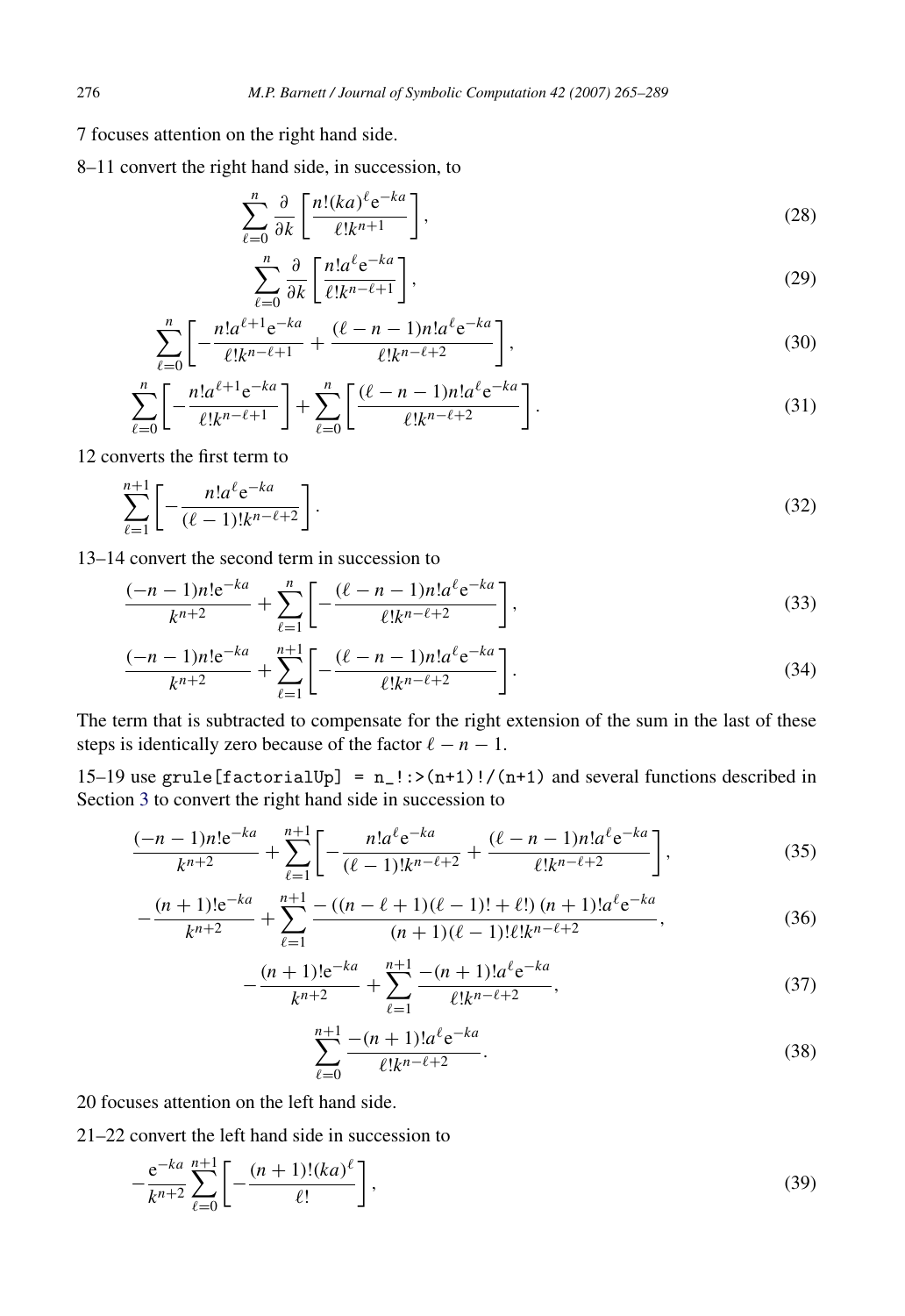7 focuses attention on the right hand side.

8–11 convert the right hand side, in succession, to

$$\sum_{\ell=0}^{n} \frac{\partial}{\partial k}\left[\frac{n!(ka)^{\ell}\mathrm{e}^{-ka}}{\ell! k^{n+1}}\right], \tag{28}$$

$$\sum_{\ell=0}^{n} \frac{\partial}{\partial k}\left[\frac{n! a^{\ell}\mathrm{e}^{-ka}}{\ell! k^{n-\ell+1}}\right], \tag{29}$$

$$\sum_{\ell=0}^{n}\left[-\frac{n! a^{\ell+1}\mathrm{e}^{-ka}}{\ell! k^{n-\ell+1}} + \frac{(\ell-n-1)n! a^{\ell}\mathrm{e}^{-ka}}{\ell! k^{n-\ell+2}}\right], \tag{30}$$

$$\sum_{\ell=0}^{n}\left[-\frac{n! a^{\ell+1}\mathrm{e}^{-ka}}{\ell! k^{n-\ell+1}}\right] + \sum_{\ell=0}^{n}\left[\frac{(\ell-n-1)n! a^{\ell}\mathrm{e}^{-ka}}{\ell! k^{n-\ell+2}}\right]. \tag{31}$$

12 converts the first term to

$$\sum_{\ell=1}^{n+1}\left[-\frac{n! a^{\ell}\mathrm{e}^{-ka}}{(\ell-1)! k^{n-\ell+2}}\right]. \tag{32}$$

13–14 convert the second term in succession to

$$\frac{(-n-1)n!\mathrm{e}^{-ka}}{k^{n+2}} + \sum_{\ell=1}^{n}\left[-\frac{(\ell-n-1)n! a^{\ell}\mathrm{e}^{-ka}}{\ell! k^{n-\ell+2}}\right], \tag{33}$$

$$\frac{(-n-1)n!\mathrm{e}^{-ka}}{k^{n+2}} + \sum_{\ell=1}^{n+1}\left[-\frac{(\ell-n-1)n! a^{\ell}\mathrm{e}^{-ka}}{\ell! k^{n-\ell+2}}\right]. \tag{34}$$

The term that is subtracted to compensate for the right extension of the sum in the last of these steps is identically zero because of the factor $\ell - n - 1$.

15–19 use `grule[factorialUp] = n_!:>(n+1)!/(n+1)` and several functions described in Section 3 to convert the right hand side in succession to

$$\frac{(-n-1)n!\mathrm{e}^{-ka}}{k^{n+2}} + \sum_{\ell=1}^{n+1}\left[-\frac{n! a^{\ell}\mathrm{e}^{-ka}}{(\ell-1)! k^{n-\ell+2}} + \frac{(\ell-n-1)n! a^{\ell}\mathrm{e}^{-ka}}{\ell! k^{n-\ell+2}}\right], \tag{35}$$

$$-\frac{(n+1)!\mathrm{e}^{-ka}}{k^{n+2}} + \sum_{\ell=1}^{n+1}\frac{-\left((n-\ell+1)(\ell-1)! + \ell!\right)(n+1)! a^{\ell}\mathrm{e}^{-ka}}{(n+1)(\ell-1)!\ell! k^{n-\ell+2}}, \tag{36}$$

$$-\frac{(n+1)!\mathrm{e}^{-ka}}{k^{n+2}} + \sum_{\ell=1}^{n+1}\frac{-(n+1)! a^{\ell}\mathrm{e}^{-ka}}{\ell! k^{n-\ell+2}}, \tag{37}$$

$$\sum_{\ell=0}^{n+1}\frac{-(n+1)! a^{\ell}\mathrm{e}^{-ka}}{\ell! k^{n-\ell+2}}. \tag{38}$$

20 focuses attention on the left hand side.

21–22 convert the left hand side in succession to

$$-\frac{\mathrm{e}^{-ka}}{k^{n+2}}\sum_{\ell=0}^{n+1}\left[-\frac{(n+1)!(ka)^{\ell}}{\ell!}\right], \tag{39}$$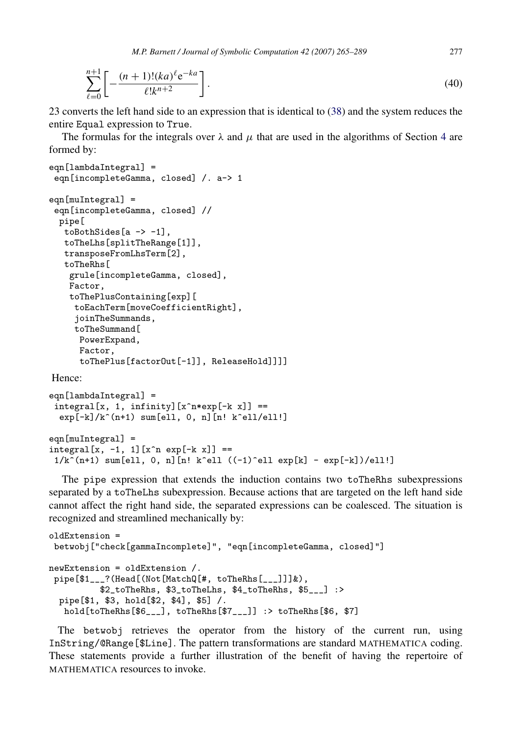$$\sum_{\ell=0}^{n+1}\left[-\frac{(n+1)!(ka)^{\ell}\mathrm{e}^{-ka}}{\ell!k^{n+2}}\right]. \tag{40}$$

23 converts the left hand side to an expression that is identical to (38) and the system reduces the entire `Equal` expression to `True`.

The formulas for the integrals over $\lambda$ and $\mu$ that are used in the algorithms of Section 4 are formed by:

```
eqn[lambdaIntegral] =
 eqn[incompleteGamma, closed] /. a-> 1

eqn[muIntegral] =
 eqn[incompleteGamma, closed] //
  pipe[
   toBothSides[a -> -1],
   toTheLhs[splitTheRange[1]],
   transposeFromLhsTerm[2],
   toTheRhs[
    grule[incompleteGamma, closed],
    Factor,
    toThePlusContaining[exp][
     toEachTerm[moveCoefficientRight],
     joinTheSummands,
     toTheSummand[
      PowerExpand,
      Factor,
      toThePlus[factorOut[-1]], ReleaseHold]]]]
```

Hence:

```
eqn[lambdaIntegral] =
 integral[x, 1, infinity][x^n*exp[-k x]] ==
  exp[-k]/k^(n+1) sum[ell, 0, n][n! k^ell/ell!]

eqn[muIntegral] =
integral[x, -1, 1][x^n exp[-k x]] ==
 1/k^(n+1) sum[ell, 0, n][n! k^ell ((-1)^ell exp[k] - exp[-k])/ell!]
```

The `pipe` expression that extends the induction contains two `toTheRhs` subexpressions separated by a `toTheLhs` subexpression. Because actions that are targeted on the left hand side cannot affect the right hand side, the separated expressions can be coalesced. The situation is recognized and streamlined mechanically by:

```
oldExtension =
 betwobj["check[gammaIncomplete]", "eqn[incompleteGamma, closed]"]

newExtension = oldExtension /.
 pipe[$1___?(Head[(Not[MatchQ[#, toTheRhs[___]]]&),
         $2_toTheRhs, $3_toTheLhs, $4_toTheRhs, $5___] :>
  pipe[$1, $3, hold[$2, $4], $5] /.
   hold[toTheRhs[$6___], toTheRhs[$7___]] :> toTheRhs[$6, $7]
```

The `betwobj` retrieves the operator from the history of the current run, using `InString/@Range[$Line]`. The pattern transformations are standard MATHEMATICA coding. These statements provide a further illustration of the benefit of having the repertoire of MATHEMATICA resources to invoke.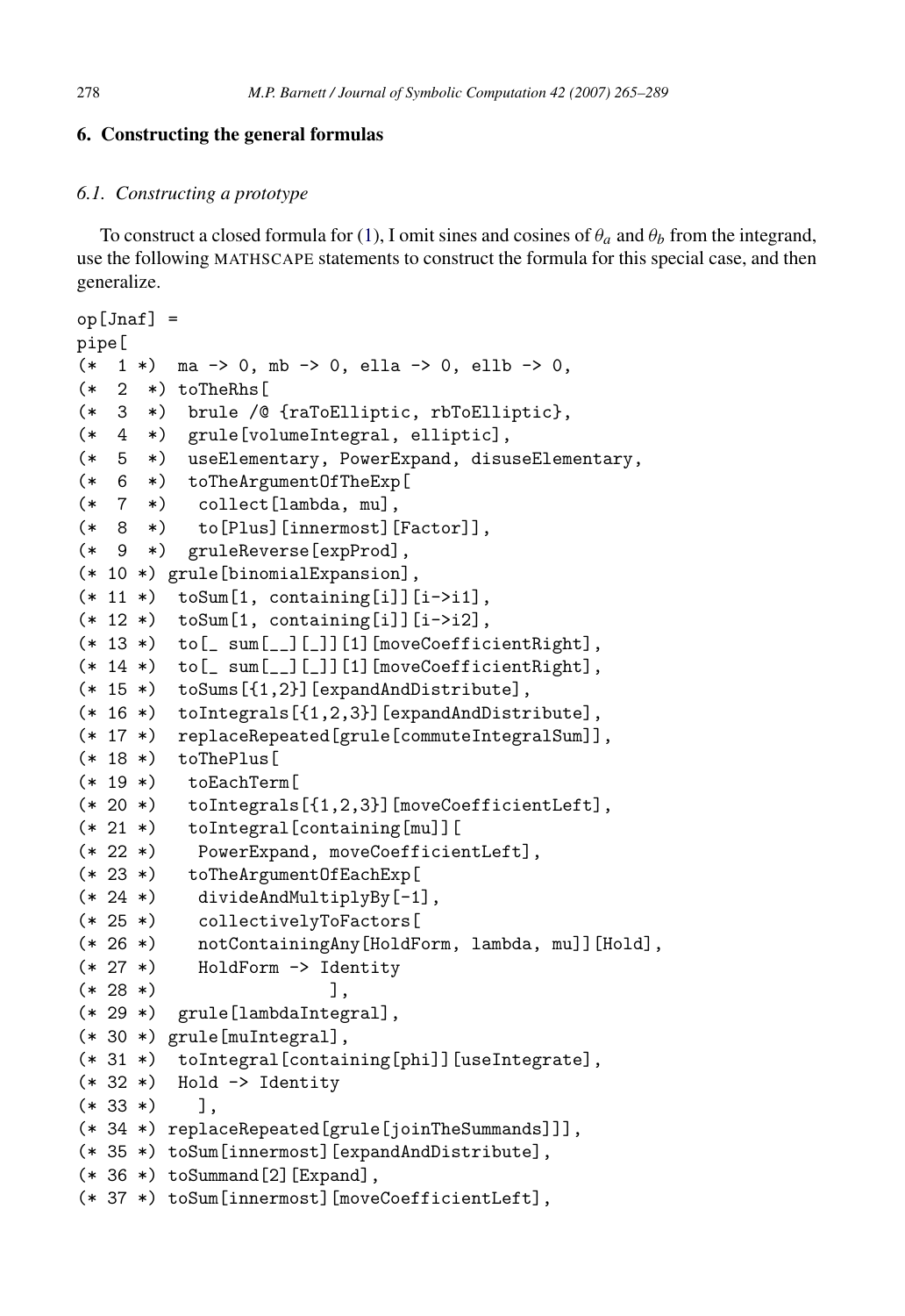## 6. Constructing the general formulas

### 6.1. Constructing a prototype

To construct a closed formula for (1), I omit sines and cosines of $\theta_a$ and $\theta_b$ from the integrand, use the following MATHSCAPE statements to construct the formula for this special case, and then generalize.

```
op[Jnaf] =
pipe[
(*  1 *)  ma -> 0, mb -> 0, ella -> 0, ellb -> 0,
(*  2 *) toTheRhs[
(*  3 *)  brule /@ {raToElliptic, rbToElliptic},
(*  4 *)  grule[volumeIntegral, elliptic],
(*  5 *)  useElementary, PowerExpand, disuseElementary,
(*  6 *)  toTheArgumentOfTheExp[
(*  7 *)   collect[lambda, mu],
(*  8 *)   to[Plus][innermost][Factor]],
(*  9 *)  gruleReverse[expProd],
(* 10 *) grule[binomialExpansion],
(* 11 *)  toSum[1, containing[i]][i->i1],
(* 12 *)  toSum[1, containing[i]][i->i2],
(* 13 *)  to[_ sum[__][_]][1][moveCoefficientRight],
(* 14 *)  to[_ sum[__][_]][1][moveCoefficientRight],
(* 15 *)  toSums[{1,2}][expandAndDistribute],
(* 16 *)  toIntegrals[{1,2,3}][expandAndDistribute],
(* 17 *)  replaceRepeated[grule[commuteIntegralSum]],
(* 18 *)  toThePlus[
(* 19 *)   toEachTerm[
(* 20 *)   toIntegrals[{1,2,3}][moveCoefficientLeft],
(* 21 *)   toIntegral[containing[mu]][
(* 22 *)    PowerExpand, moveCoefficientLeft],
(* 23 *)   toTheArgumentOfEachExp[
(* 24 *)    divideAndMultiplyBy[-1],
(* 25 *)    collectivelyToFactors[
(* 26 *)    notContainingAny[HoldForm, lambda, mu]][Hold],
(* 27 *)    HoldForm -> Identity
(* 28 *)                ],
(* 29 *)  grule[lambdaIntegral],
(* 30 *) grule[muIntegral],
(* 31 *)  toIntegral[containing[phi]][useIntegrate],
(* 32 *)  Hold -> Identity
(* 33 *)    ],
(* 34 *) replaceRepeated[grule[joinTheSummands]]],
(* 35 *) toSum[innermost][expandAndDistribute],
(* 36 *) toSummand[2][Expand],
(* 37 *) toSum[innermost][moveCoefficientLeft],
```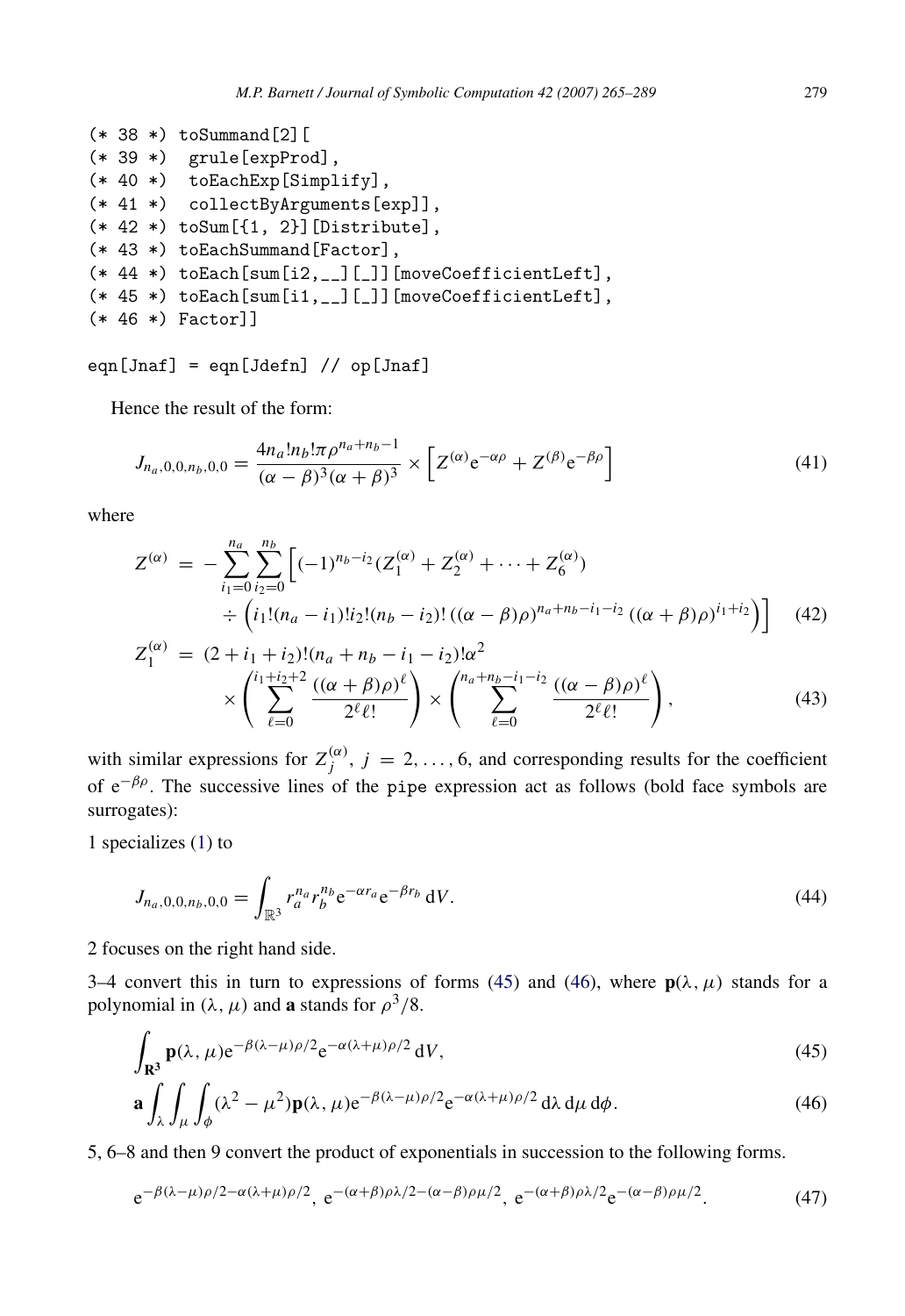```
(* 38 *) toSummand[2][
(* 39 *)  grule[expProd],
(* 40 *)  toEachExp[Simplify],
(* 41 *)  collectByArguments[exp]],
(* 42 *) toSum[{1, 2}][Distribute],
(* 43 *) toEachSummand[Factor],
(* 44 *) toEach[sum[i2,__][_]][moveCoefficientLeft],
(* 45 *) toEach[sum[i1,__][_]][moveCoefficientLeft],
(* 46 *) Factor]]

eqn[Jnaf] = eqn[Jdefn] // op[Jnaf]
```

Hence the result of the form:

$$J_{n_a,0,0,n_b,0,0} = \frac{4n_a!n_b!\pi\rho^{n_a+n_b-1}}{(\alpha-\beta)^3(\alpha+\beta)^3} \times \left[Z^{(\alpha)}\mathrm{e}^{-\alpha\rho} + Z^{(\beta)}\mathrm{e}^{-\beta\rho}\right] \tag{41}$$

where

$$Z^{(\alpha)} = -\sum_{i_1=0}^{n_a}\sum_{i_2=0}^{n_b}\Big[(-1)^{n_b-i_2}(Z_1^{(\alpha)} + Z_2^{(\alpha)} + \cdots + Z_6^{(\alpha)}) \div \Big(i_1!(n_a-i_1)!i_2!(n_b-i_2)!\,((\alpha-\beta)\rho)^{n_a+n_b-i_1-i_2}\,((\alpha+\beta)\rho)^{i_1+i_2}\Big)\Big] \tag{42}$$

$$Z_1^{(\alpha)} = (2+i_1+i_2)!(n_a+n_b-i_1-i_2)!\alpha^2 \times \left(\sum_{\ell=0}^{i_1+i_2+2}\frac{((\alpha+\beta)\rho)^\ell}{2^\ell \ell!}\right) \times \left(\sum_{\ell=0}^{n_a+n_b-i_1-i_2}\frac{((\alpha-\beta)\rho)^\ell}{2^\ell \ell!}\right), \tag{43}$$

with similar expressions for $Z_j^{(\alpha)}$, $j = 2, \ldots, 6$, and corresponding results for the coefficient of $\mathrm{e}^{-\beta\rho}$. The successive lines of the pipe expression act as follows (bold face symbols are surrogates):

1 specializes (1) to

$$J_{n_a,0,0,n_b,0,0} = \int_{\mathbb{R}^3} r_a^{n_a} r_b^{n_b} \mathrm{e}^{-\alpha r_a}\mathrm{e}^{-\beta r_b}\,\mathrm{d}V. \tag{44}$$

2 focuses on the right hand side.

3–4 convert this in turn to expressions of forms (45) and (46), where $\mathbf{p}(\lambda, \mu)$ stands for a polynomial in $(\lambda, \mu)$ and $\mathbf{a}$ stands for $\rho^3/8$.

$$\int_{\mathbf{R^3}} \mathbf{p}(\lambda,\mu)\mathrm{e}^{-\beta(\lambda-\mu)\rho/2}\mathrm{e}^{-\alpha(\lambda+\mu)\rho/2}\,\mathrm{d}V, \tag{45}$$

$$\mathbf{a}\int_\lambda\int_\mu\int_\phi(\lambda^2-\mu^2)\mathbf{p}(\lambda,\mu)\mathrm{e}^{-\beta(\lambda-\mu)\rho/2}\mathrm{e}^{-\alpha(\lambda+\mu)\rho/2}\,\mathrm{d}\lambda\,\mathrm{d}\mu\,\mathrm{d}\phi. \tag{46}$$

5, 6–8 and then 9 convert the product of exponentials in succession to the following forms.

$$\mathrm{e}^{-\beta(\lambda-\mu)\rho/2-\alpha(\lambda+\mu)\rho/2},\ \mathrm{e}^{-(\alpha+\beta)\rho\lambda/2-(\alpha-\beta)\rho\mu/2},\ \mathrm{e}^{-(\alpha+\beta)\rho\lambda/2}\mathrm{e}^{-(\alpha-\beta)\rho\mu/2}. \tag{47}$$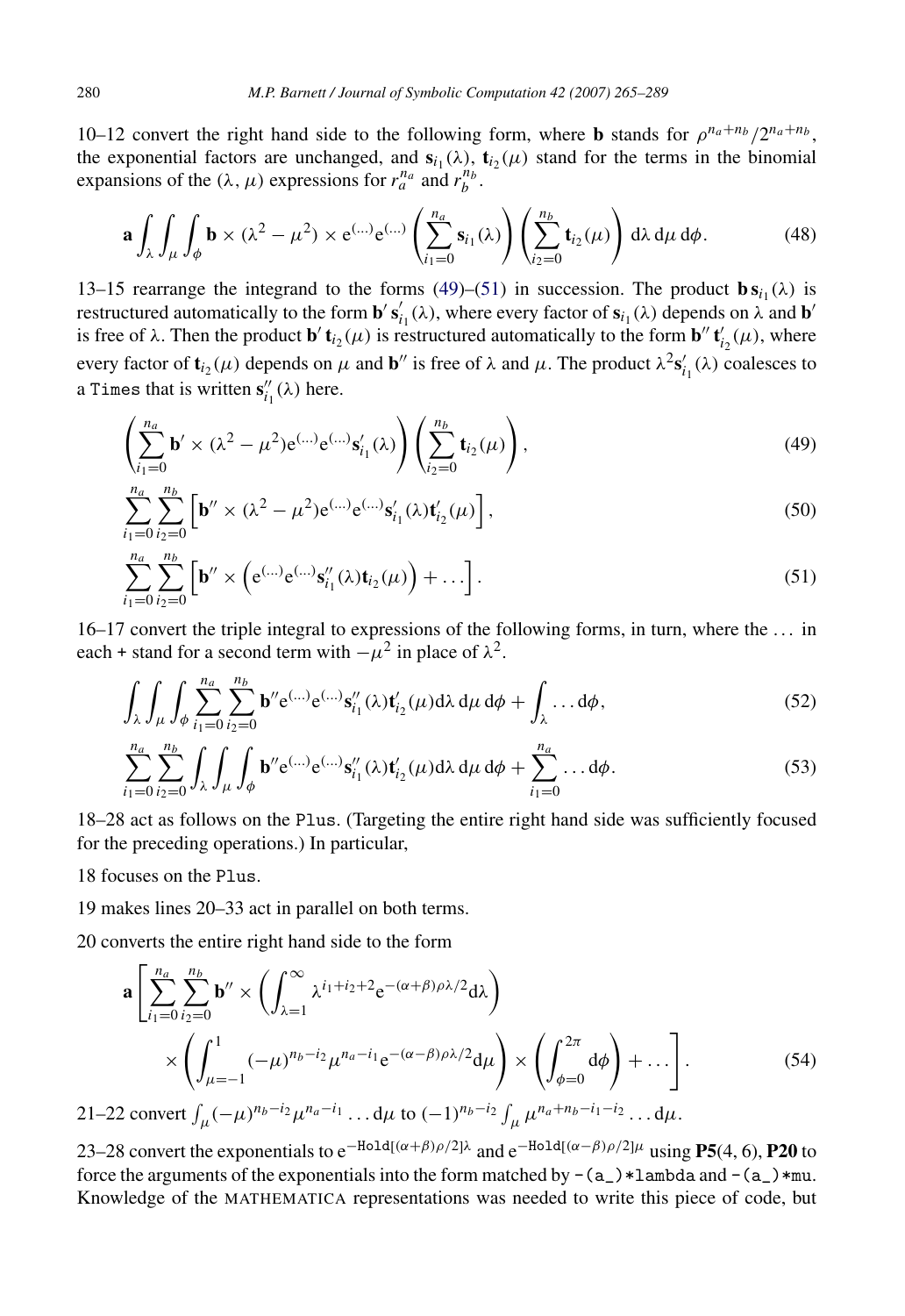10–12 convert the right hand side to the following form, where **b** stands for $\rho^{n_a+n_b}/2^{n_a+n_b}$, the exponential factors are unchanged, and $\mathbf{s}_{i_1}(\lambda)$, $\mathbf{t}_{i_2}(\mu)$ stand for the terms in the binomial expansions of the $(\lambda, \mu)$ expressions for $r_a^{n_a}$ and $r_b^{n_b}$.

$$\mathbf{a} \int_\lambda \int_\mu \int_\phi \mathbf{b} \times (\lambda^2 - \mu^2) \times \mathrm{e}^{(\ldots)} \mathrm{e}^{(\ldots)} \left( \sum_{i_1=0}^{n_a} \mathbf{s}_{i_1}(\lambda) \right) \left( \sum_{i_2=0}^{n_b} \mathbf{t}_{i_2}(\mu) \right) \mathrm{d}\lambda \, \mathrm{d}\mu \, \mathrm{d}\phi. \tag{48}$$

13–15 rearrange the integrand to the forms (49)–(51) in succession. The product $\mathbf{b}\,\mathbf{s}_{i_1}(\lambda)$ is restructured automatically to the form $\mathbf{b}'\,\mathbf{s}'_{i_1}(\lambda)$, where every factor of $\mathbf{s}_{i_1}(\lambda)$ depends on $\lambda$ and $\mathbf{b}'$ is free of $\lambda$. Then the product $\mathbf{b}'\,\mathbf{t}_{i_2}(\mu)$ is restructured automatically to the form $\mathbf{b}''\,\mathbf{t}'_{i_2}(\mu)$, where every factor of $\mathbf{t}_{i_2}(\mu)$ depends on $\mu$ and $\mathbf{b}''$ is free of $\lambda$ and $\mu$. The product $\lambda^2 \mathbf{s}'_{i_1}(\lambda)$ coalesces to a `Times` that is written $\mathbf{s}''_{i_1}(\lambda)$ here.

$$\left( \sum_{i_1=0}^{n_a} \mathbf{b}' \times (\lambda^2 - \mu^2) \mathrm{e}^{(\ldots)} \mathrm{e}^{(\ldots)} \mathbf{s}'_{i_1}(\lambda) \right) \left( \sum_{i_2=0}^{n_b} \mathbf{t}_{i_2}(\mu) \right), \tag{49}$$

$$\sum_{i_1=0}^{n_a} \sum_{i_2=0}^{n_b} \left[ \mathbf{b}'' \times (\lambda^2 - \mu^2) \mathrm{e}^{(\ldots)} \mathrm{e}^{(\ldots)} \mathbf{s}'_{i_1}(\lambda) \mathbf{t}'_{i_2}(\mu) \right], \tag{50}$$

$$\sum_{i_1=0}^{n_a} \sum_{i_2=0}^{n_b} \left[ \mathbf{b}'' \times \left( \mathrm{e}^{(\ldots)} \mathrm{e}^{(\ldots)} \mathbf{s}''_{i_1}(\lambda) \mathbf{t}_{i_2}(\mu) \right) + \ldots \right]. \tag{51}$$

16–17 convert the triple integral to expressions of the following forms, in turn, where the ... in each + stand for a second term with $-\mu^2$ in place of $\lambda^2$.

$$\int_\lambda \int_\mu \int_\phi \sum_{i_1=0}^{n_a} \sum_{i_2=0}^{n_b} \mathbf{b}'' \mathrm{e}^{(\ldots)} \mathrm{e}^{(\ldots)} \mathbf{s}''_{i_1}(\lambda) \mathbf{t}'_{i_2}(\mu) \mathrm{d}\lambda \, \mathrm{d}\mu \, \mathrm{d}\phi + \int_\lambda \ldots \mathrm{d}\phi, \tag{52}$$

$$\sum_{i_1=0}^{n_a} \sum_{i_2=0}^{n_b} \int_\lambda \int_\mu \int_\phi \mathbf{b}'' \mathrm{e}^{(\ldots)} \mathrm{e}^{(\ldots)} \mathbf{s}''_{i_1}(\lambda) \mathbf{t}'_{i_2}(\mu) \mathrm{d}\lambda \, \mathrm{d}\mu \, \mathrm{d}\phi + \sum_{i_1=0}^{n_a} \ldots \mathrm{d}\phi. \tag{53}$$

18–28 act as follows on the `Plus`. (Targeting the entire right hand side was sufficiently focused for the preceding operations.) In particular,

18 focuses on the `Plus`.

19 makes lines 20–33 act in parallel on both terms.

20 converts the entire right hand side to the form

$$\mathbf{a} \left[ \sum_{i_1=0}^{n_a} \sum_{i_2=0}^{n_b} \mathbf{b}'' \times \left( \int_{\lambda=1}^{\infty} \lambda^{i_1+i_2+2} \mathrm{e}^{-(\alpha+\beta)\rho\lambda/2} \mathrm{d}\lambda \right) \right.$$
$$\left. \times \left( \int_{\mu=-1}^{1} (-\mu)^{n_b-i_2} \mu^{n_a-i_1} \mathrm{e}^{-(\alpha-\beta)\rho\lambda/2} \mathrm{d}\mu \right) \times \left( \int_{\phi=0}^{2\pi} \mathrm{d}\phi \right) + \ldots \right]. \tag{54}$$

21–22 convert $\int_\mu (-\mu)^{n_b-i_2} \mu^{n_a-i_1} \ldots \mathrm{d}\mu$ to $(-1)^{n_b-i_2} \int_\mu \mu^{n_a+n_b-i_1-i_2} \ldots \mathrm{d}\mu$.

23–28 convert the exponentials to $\mathrm{e}^{-\mathtt{Hold}[(\alpha+\beta)\rho/2]\lambda}$ and $\mathrm{e}^{-\mathtt{Hold}[(\alpha-\beta)\rho/2]\mu}$ using **P5**(4, 6), **P20** to force the arguments of the exponentials into the form matched by `-(a_)*lambda` and `-(a_)*mu`. Knowledge of the MATHEMATICA representations was needed to write this piece of code, but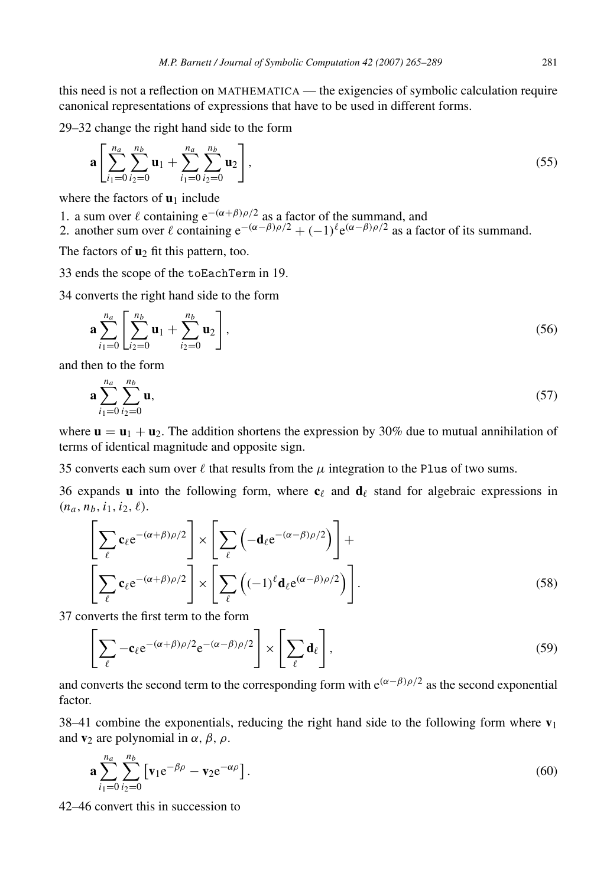this need is not a reflection on MATHEMATICA — the exigencies of symbolic calculation require canonical representations of expressions that have to be used in different forms.

29–32 change the right hand side to the form

$$\mathbf{a}\left[\sum_{i_1=0}^{n_a}\sum_{i_2=0}^{n_b}\mathbf{u}_1+\sum_{i_1=0}^{n_a}\sum_{i_2=0}^{n_b}\mathbf{u}_2\right],\tag{55}$$

where the factors of $\mathbf{u}_1$ include

1. a sum over $\ell$ containing $\mathrm{e}^{-(\alpha+\beta)\rho/2}$ as a factor of the summand, and
2. another sum over $\ell$ containing $\mathrm{e}^{-(\alpha-\beta)\rho/2}+(-1)^{\ell}\mathrm{e}^{(\alpha-\beta)\rho/2}$ as a factor of its summand.

The factors of $\mathbf{u}_2$ fit this pattern, too.

33 ends the scope of the `toEachTerm` in 19.

34 converts the right hand side to the form

$$\mathbf{a}\sum_{i_1=0}^{n_a}\left[\sum_{i_2=0}^{n_b}\mathbf{u}_1+\sum_{i_2=0}^{n_b}\mathbf{u}_2\right],\tag{56}$$

and then to the form

$$\mathbf{a}\sum_{i_1=0}^{n_a}\sum_{i_2=0}^{n_b}\mathbf{u},\tag{57}$$

where $\mathbf{u}=\mathbf{u}_1+\mathbf{u}_2$. The addition shortens the expression by 30% due to mutual annihilation of terms of identical magnitude and opposite sign.

35 converts each sum over $\ell$ that results from the $\mu$ integration to the `Plus` of two sums.

36 expands $\mathbf{u}$ into the following form, where $\mathbf{c}_\ell$ and $\mathbf{d}_\ell$ stand for algebraic expressions in $(n_a, n_b, i_1, i_2, \ell)$.

$$\left[\sum_{\ell}\mathbf{c}_\ell\mathrm{e}^{-(\alpha+\beta)\rho/2}\right]\times\left[\sum_{\ell}\left(-\mathbf{d}_\ell\mathrm{e}^{-(\alpha-\beta)\rho/2}\right)\right]+$$
$$\left[\sum_{\ell}\mathbf{c}_\ell\mathrm{e}^{-(\alpha+\beta)\rho/2}\right]\times\left[\sum_{\ell}\left((-1)^{\ell}\mathbf{d}_\ell\mathrm{e}^{(\alpha-\beta)\rho/2}\right)\right].\tag{58}$$

37 converts the first term to the form

$$\left[\sum_{\ell}-\mathbf{c}_\ell\mathrm{e}^{-(\alpha+\beta)\rho/2}\mathrm{e}^{-(\alpha-\beta)\rho/2}\right]\times\left[\sum_{\ell}\mathbf{d}_\ell\right],\tag{59}$$

and converts the second term to the corresponding form with $\mathrm{e}^{(\alpha-\beta)\rho/2}$ as the second exponential factor.

38–41 combine the exponentials, reducing the right hand side to the following form where $\mathbf{v}_1$ and $\mathbf{v}_2$ are polynomial in $\alpha$, $\beta$, $\rho$.

$$\mathbf{a}\sum_{i_1=0}^{n_a}\sum_{i_2=0}^{n_b}\left[\mathbf{v}_1\mathrm{e}^{-\beta\rho}-\mathbf{v}_2\mathrm{e}^{-\alpha\rho}\right].\tag{60}$$

42–46 convert this in succession to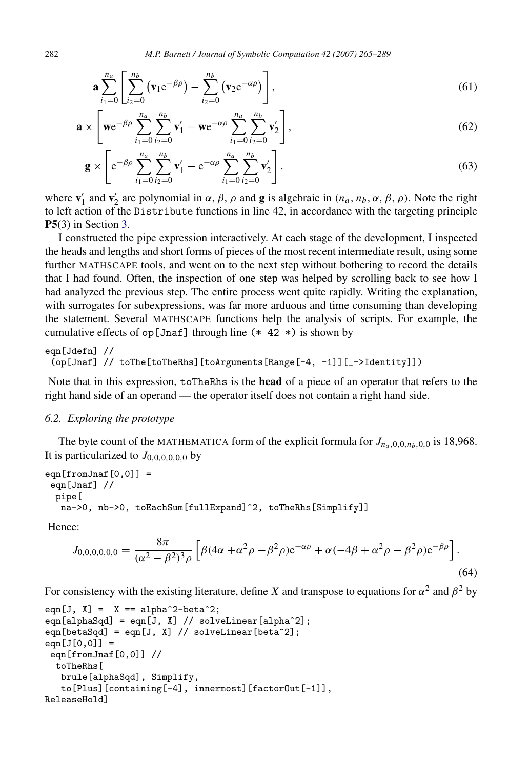$$\mathbf{a}\sum_{i_1=0}^{n_a}\left[\sum_{i_2=0}^{n_b}\left(\mathbf{v}_1 \mathrm{e}^{-\beta\rho}\right)-\sum_{i_2=0}^{n_b}\left(\mathbf{v}_2 \mathrm{e}^{-\alpha\rho}\right)\right], \tag{61}$$

$$\mathbf{a}\times\left[\mathbf{w}\mathrm{e}^{-\beta\rho}\sum_{i_1=0}^{n_a}\sum_{i_2=0}^{n_b}\mathbf{v}_1'-\mathbf{w}\mathrm{e}^{-\alpha\rho}\sum_{i_1=0}^{n_a}\sum_{i_2=0}^{n_b}\mathbf{v}_2'\right], \tag{62}$$

$$\mathbf{g}\times\left[\mathrm{e}^{-\beta\rho}\sum_{i_1=0}^{n_a}\sum_{i_2=0}^{n_b}\mathbf{v}_1'-\mathrm{e}^{-\alpha\rho}\sum_{i_1=0}^{n_a}\sum_{i_2=0}^{n_b}\mathbf{v}_2'\right]. \tag{63}$$

where $\mathbf{v}_1'$ and $\mathbf{v}_2'$ are polynomial in $\alpha$, $\beta$, $\rho$ and $\mathbf{g}$ is algebraic in $(n_a, n_b, \alpha, \beta, \rho)$. Note the right to left action of the Distribute functions in line 42, in accordance with the targeting principle **P5**(3) in Section 3.

I constructed the pipe expression interactively. At each stage of the development, I inspected the heads and lengths and short forms of pieces of the most recent intermediate result, using some further MATHSCAPE tools, and went on to the next step without bothering to record the details that I had found. Often, the inspection of one step was helped by scrolling back to see how I had analyzed the previous step. The entire process went quite rapidly. Writing the explanation, with surrogates for subexpressions, was far more arduous and time consuming than developing the statement. Several MATHSCAPE functions help the analysis of scripts. For example, the cumulative effects of op[Jnaf] through line (* 42 *) is shown by

```
eqn[Jdefn] //
 (op[Jnaf] // toThe[toTheRhs][toArguments[Range[-4, -1]][_->Identity]])
```

Note that in this expression, toTheRhs is the **head** of a piece of an operator that refers to the right hand side of an operand — the operator itself does not contain a right hand side.

### 6.2. Exploring the prototype

The byte count of the MATHEMATICA form of the explicit formula for $J_{n_a,0,0,n_b,0,0}$ is 18,968. It is particularized to $J_{0,0,0,0,0,0}$ by

```
eqn[fromJnaf[0,0]] =
 eqn[Jnaf] //
  pipe[
   na->0, nb->0, toEachSum[fullExpand]^2, toTheRhs[Simplify]]
```

Hence:

$$J_{0,0,0,0,0,0}=\frac{8\pi}{(\alpha^2-\beta^2)^3\rho}\left[\beta(4\alpha+\alpha^2\rho-\beta^2\rho)\mathrm{e}^{-\alpha\rho}+\alpha(-4\beta+\alpha^2\rho-\beta^2\rho)\mathrm{e}^{-\beta\rho}\right]. \tag{64}$$

For consistency with the existing literature, define $X$ and transpose to equations for $\alpha^2$ and $\beta^2$ by

```
eqn[J, X] =  X == alpha^2-beta^2;
eqn[alphaSqd] = eqn[J, X] // solveLinear[alpha^2];
eqn[betaSqd] = eqn[J, X] // solveLinear[beta^2];
eqn[J[0,0]] =
 eqn[fromJnaf[0,0]] //
  toTheRhs[
   brule[alphaSqd], Simplify,
   to[Plus][containing[-4], innermost][factorOut[-1]],
ReleaseHold]
```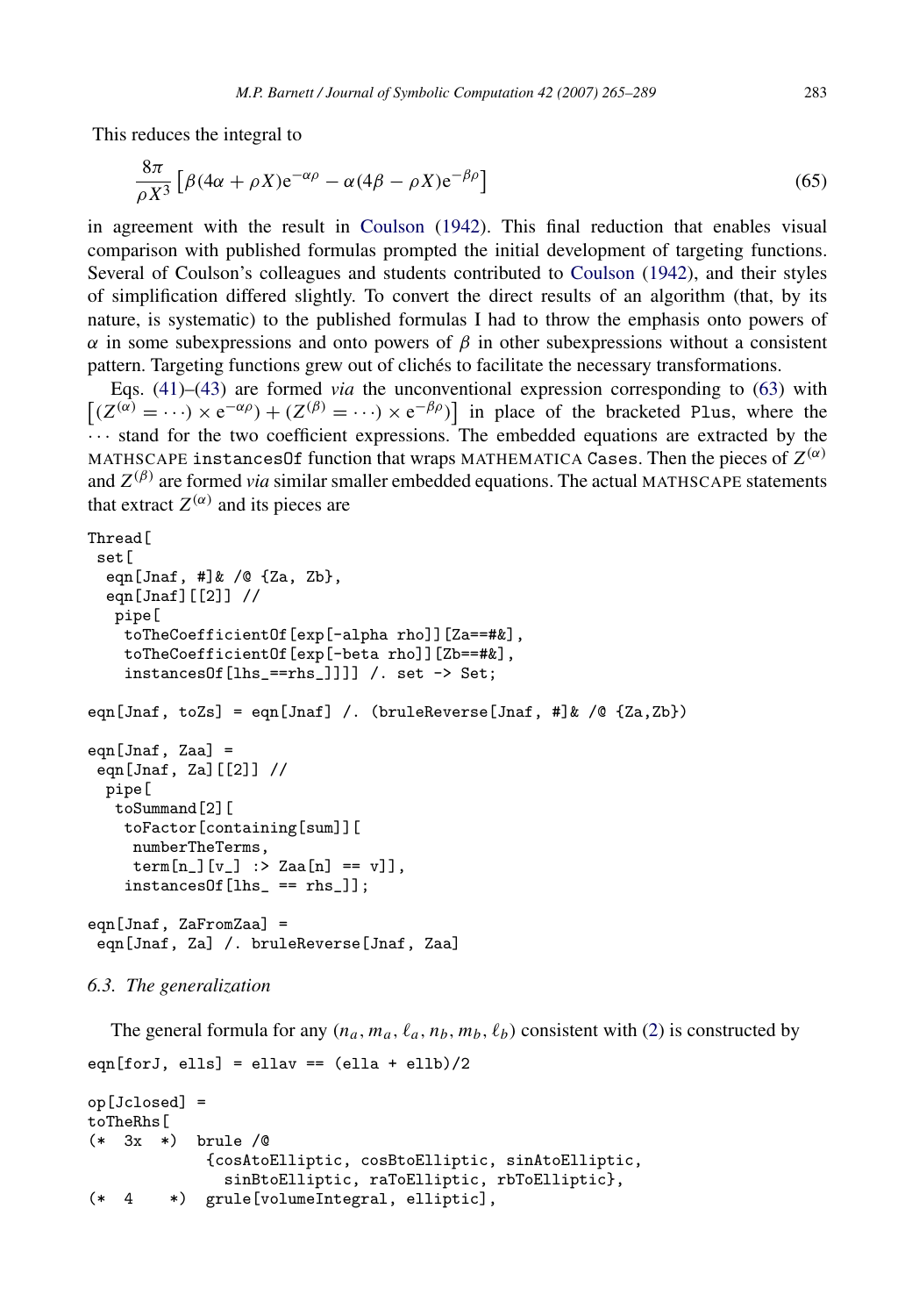This reduces the integral to

$$\frac{8\pi}{\rho X^3}\left[\beta(4\alpha+\rho X)\mathrm{e}^{-\alpha\rho}-\alpha(4\beta-\rho X)\mathrm{e}^{-\beta\rho}\right] \tag{65}$$

in agreement with the result in Coulson (1942). This final reduction that enables visual comparison with published formulas prompted the initial development of targeting functions. Several of Coulson's colleagues and students contributed to Coulson (1942), and their styles of simplification differed slightly. To convert the direct results of an algorithm (that, by its nature, is systematic) to the published formulas I had to throw the emphasis onto powers of $\alpha$ in some subexpressions and onto powers of $\beta$ in other subexpressions without a consistent pattern. Targeting functions grew out of clichés to facilitate the necessary transformations.

Eqs. (41)–(43) are formed *via* the unconventional expression corresponding to (63) with $\left[(Z^{(\alpha)}=\cdots)\times \mathrm{e}^{-\alpha\rho})+(Z^{(\beta)}=\cdots)\times \mathrm{e}^{-\beta\rho})\right]$ in place of the bracketed `Plus`, where the $\cdots$ stand for the two coefficient expressions. The embedded equations are extracted by the MATHSCAPE `instancesOf` function that wraps MATHEMATICA `Cases`. Then the pieces of $Z^{(\alpha)}$ and $Z^{(\beta)}$ are formed *via* similar smaller embedded equations. The actual MATHSCAPE statements that extract $Z^{(\alpha)}$ and its pieces are

```
Thread[
 set[
  eqn[Jnaf, #]& /@ {Za, Zb},
  eqn[Jnaf][[2]] //
   pipe[
    toTheCoefficientOf[exp[-alpha rho]][Za==#&],
    toTheCoefficientOf[exp[-beta rho]][Zb==#&],
    instancesOf[lhs_==rhs_]]]] /. set -> Set;

eqn[Jnaf, toZs] = eqn[Jnaf] /. (bruleReverse[Jnaf, #]& /@ {Za,Zb})

eqn[Jnaf, Zaa] =
 eqn[Jnaf, Za][[2]] //
  pipe[
   toSummand[2][
    toFactor[containing[sum]][
     numberTheTerms,
     term[n_][v_] :> Zaa[n] == v]],
    instancesOf[lhs_ == rhs_]];

eqn[Jnaf, ZaFromZaa] =
 eqn[Jnaf, Za] /. bruleReverse[Jnaf, Zaa]
```

### 6.3. The generalization

The general formula for any $(n_a, m_a, \ell_a, n_b, m_b, \ell_b)$ consistent with (2) is constructed by

```
eqn[forJ, ells] = ellav == (ella + ellb)/2

op[Jclosed] =
toTheRhs[
(*  3x  *)  brule /@
            {cosAtoElliptic, cosBtoElliptic, sinAtoElliptic,
              sinBtoElliptic, raToElliptic, rbToElliptic},
(*  4    *)  grule[volumeIntegral, elliptic],
```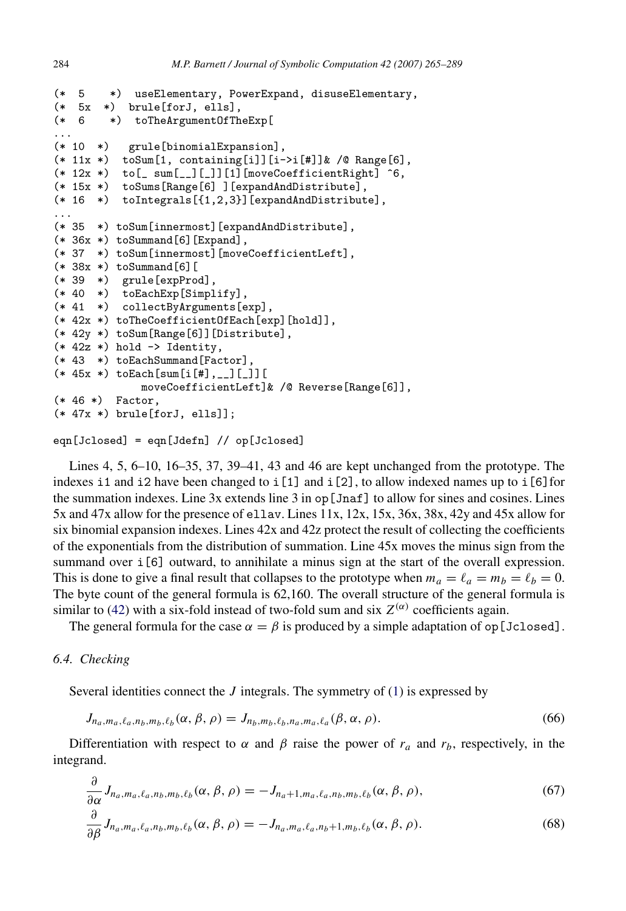```
(*  5    *)  useElementary, PowerExpand, disuseElementary,
(*  5x  *)  brule[forJ, ells],
(*  6    *)  toTheArgumentOfTheExp[
...
(* 10  *)   grule[binomialExpansion],
(* 11x *)  toSum[1, containing[i]][i->i[#]]& /@ Range[6],
(* 12x *)  to[_ sum[__][_]][1][moveCoefficientRight] ^6,
(* 15x *)  toSums[Range[6] ][expandAndDistribute],
(* 16  *)  toIntegrals[{1,2,3}][expandAndDistribute],
...
(* 35  *) toSum[innermost][expandAndDistribute],
(* 36x *) toSummand[6][Expand],
(* 37  *) toSum[innermost][moveCoefficientLeft],
(* 38x *) toSummand[6][
(* 39  *)  grule[expProd],
(* 40  *)  toEachExp[Simplify],
(* 41  *)  collectByArguments[exp],
(* 42x *) toTheCoefficientOfEach[exp][hold]],
(* 42y *) toSum[Range[6]][Distribute],
(* 42z *) hold -> Identity,
(* 43  *) toEachSummand[Factor],
(* 45x *) toEach[sum[i[#],__][_]][
             moveCoefficientLeft]& /@ Reverse[Range[6]],
(* 46 *)  Factor,
(* 47x *) brule[forJ, ells]];

eqn[Jclosed] = eqn[Jdefn] // op[Jclosed]
```

Lines 4, 5, 6–10, 16–35, 37, 39–41, 43 and 46 are kept unchanged from the prototype. The indexes `i1` and `i2` have been changed to `i[1]` and `i[2]`, to allow indexed names up to `i[6]` for the summation indexes. Line 3x extends line 3 in `op[Jnaf]` to allow for sines and cosines. Lines 5x and 47x allow for the presence of `ellav`. Lines 11x, 12x, 15x, 36x, 38x, 42y and 45x allow for six binomial expansion indexes. Lines 42x and 42z protect the result of collecting the coefficients of the exponentials from the distribution of summation. Line 45x moves the minus sign from the summand over `i[6]` outward, to annihilate a minus sign at the start of the overall expression. This is done to give a final result that collapses to the prototype when $m_a = \ell_a = m_b = \ell_b = 0$. The byte count of the general formula is 62,160. The overall structure of the general formula is similar to (42) with a six-fold instead of two-fold sum and six $Z^{(\alpha)}$ coefficients again.

The general formula for the case $\alpha = \beta$ is produced by a simple adaptation of `op[Jclosed]`.

### 6.4. Checking

Several identities connect the $J$ integrals. The symmetry of (1) is expressed by

$$J_{n_a,m_a,\ell_a,n_b,m_b,\ell_b}(\alpha,\beta,\rho) = J_{n_b,m_b,\ell_b,n_a,m_a,\ell_a}(\beta,\alpha,\rho). \tag{66}$$

Differentiation with respect to $\alpha$ and $\beta$ raise the power of $r_a$ and $r_b$, respectively, in the integrand.

$$\frac{\partial}{\partial\alpha} J_{n_a,m_a,\ell_a,n_b,m_b,\ell_b}(\alpha,\beta,\rho) = -J_{n_a+1,m_a,\ell_a,n_b,m_b,\ell_b}(\alpha,\beta,\rho), \tag{67}$$

$$\frac{\partial}{\partial\beta} J_{n_a,m_a,\ell_a,n_b,m_b,\ell_b}(\alpha,\beta,\rho) = -J_{n_a,m_a,\ell_a,n_b+1,m_b,\ell_b}(\alpha,\beta,\rho). \tag{68}$$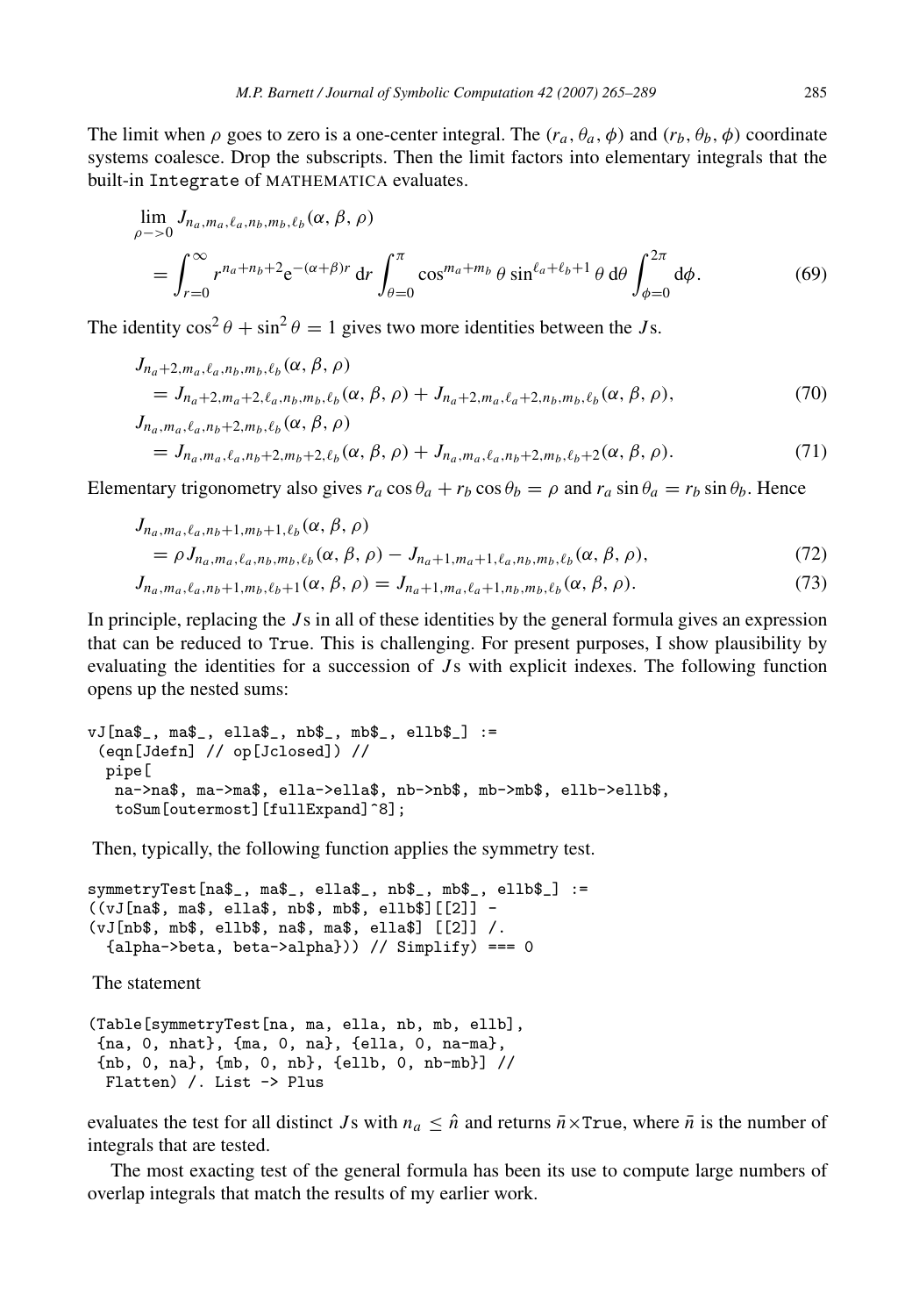The limit when $\rho$ goes to zero is a one-center integral. The $(r_a, \theta_a, \phi)$ and $(r_b, \theta_b, \phi)$ coordinate systems coalesce. Drop the subscripts. Then the limit factors into elementary integrals that the built-in `Integrate` of MATHEMATICA evaluates.

$$\lim_{\rho->0} J_{n_a,m_a,\ell_a,n_b,m_b,\ell_b}(\alpha, \beta, \rho)$$
$$= \int_{r=0}^{\infty} r^{n_a+n_b+2} \mathrm{e}^{-(\alpha+\beta)r} \,\mathrm{d}r \int_{\theta=0}^{\pi} \cos^{m_a+m_b}\theta \sin^{\ell_a+\ell_b+1}\theta \,\mathrm{d}\theta \int_{\phi=0}^{2\pi} \mathrm{d}\phi. \tag{69}$$

The identity $\cos^2\theta + \sin^2\theta = 1$ gives two more identities between the $J$s.

$$J_{n_a+2,m_a,\ell_a,n_b,m_b,\ell_b}(\alpha, \beta, \rho)$$
$$= J_{n_a+2,m_a+2,\ell_a,n_b,m_b,\ell_b}(\alpha, \beta, \rho) + J_{n_a+2,m_a,\ell_a+2,n_b,m_b,\ell_b}(\alpha, \beta, \rho), \tag{70}$$
$$J_{n_a,m_a,\ell_a,n_b+2,m_b,\ell_b}(\alpha, \beta, \rho)$$
$$= J_{n_a,m_a,\ell_a,n_b+2,m_b+2,\ell_b}(\alpha, \beta, \rho) + J_{n_a,m_a,\ell_a,n_b+2,m_b,\ell_b+2}(\alpha, \beta, \rho). \tag{71}$$

Elementary trigonometry also gives $r_a \cos\theta_a + r_b \cos\theta_b = \rho$ and $r_a \sin\theta_a = r_b \sin\theta_b$. Hence

$$J_{n_a,m_a,\ell_a,n_b+1,m_b+1,\ell_b}(\alpha, \beta, \rho)$$
$$= \rho J_{n_a,m_a,\ell_a,n_b,m_b,\ell_b}(\alpha, \beta, \rho) - J_{n_a+1,m_a+1,\ell_a,n_b,m_b,\ell_b}(\alpha, \beta, \rho), \tag{72}$$
$$J_{n_a,m_a,\ell_a,n_b+1,m_b,\ell_b+1}(\alpha, \beta, \rho) = J_{n_a+1,m_a,\ell_a+1,n_b,m_b,\ell_b}(\alpha, \beta, \rho). \tag{73}$$

In principle, replacing the $J$s in all of these identities by the general formula gives an expression that can be reduced to `True`. This is challenging. For present purposes, I show plausibility by evaluating the identities for a succession of $J$s with explicit indexes. The following function opens up the nested sums:

```
vJ[na$_, ma$_, ella$_, nb$_, mb$_, ellb$_] :=
 (eqn[Jdefn] // op[Jclosed]) //
  pipe[
   na->na$, ma->ma$, ella->ella$, nb->nb$, mb->mb$, ellb->ellb$,
   toSum[outermost][fullExpand]^8];
```

Then, typically, the following function applies the symmetry test.

```
symmetryTest[na$_, ma$_, ella$_, nb$_, mb$_, ellb$_] :=
((vJ[na$, ma$, ella$, nb$, mb$, ellb$][[2]] -
(vJ[nb$, mb$, ellb$, na$, ma$, ella$] [[2]] /.
  {alpha->beta, beta->alpha})) // Simplify) === 0
```

The statement

```
(Table[symmetryTest[na, ma, ella, nb, mb, ellb],
 {na, 0, nhat}, {ma, 0, na}, {ella, 0, na-ma},
 {nb, 0, na}, {mb, 0, nb}, {ellb, 0, nb-mb}] //
  Flatten) /. List -> Plus
```

evaluates the test for all distinct $J$s with $n_a \le \hat{n}$ and returns $\bar{n}\times$`True`, where $\bar{n}$ is the number of integrals that are tested.

The most exacting test of the general formula has been its use to compute large numbers of overlap integrals that match the results of my earlier work.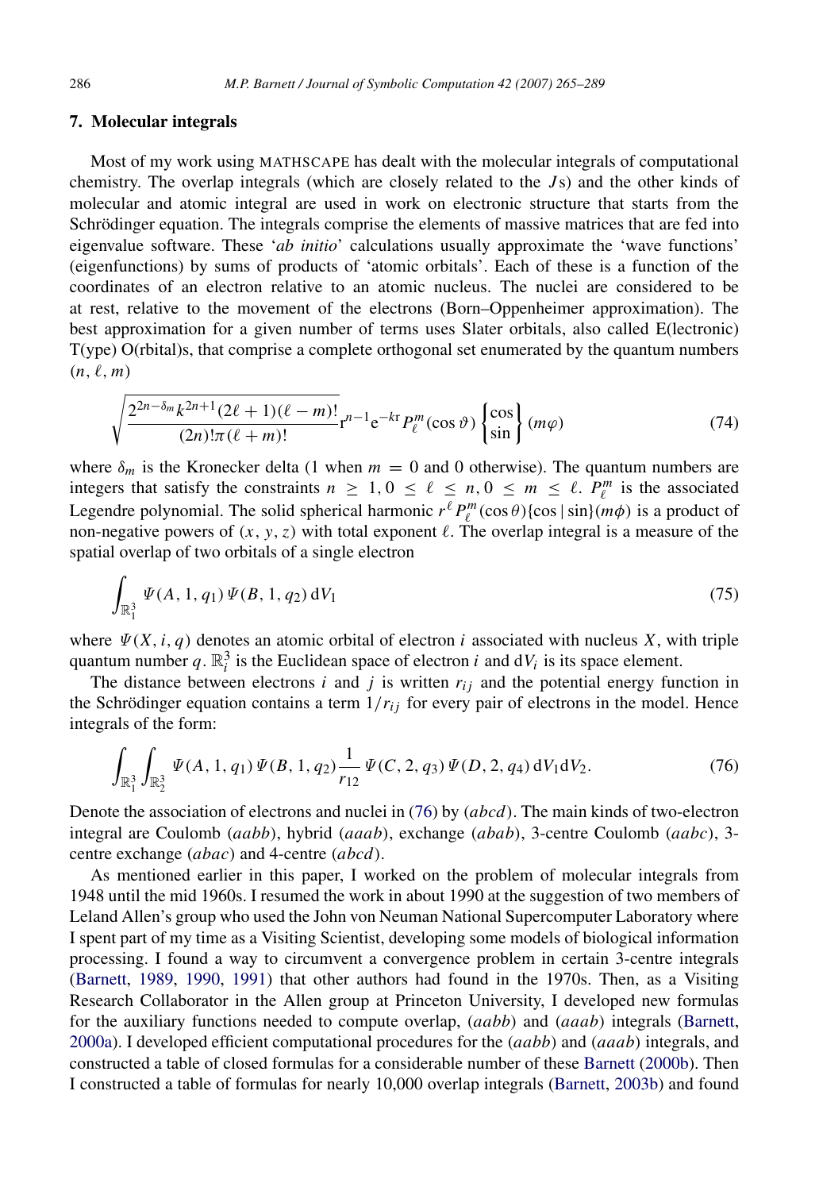## 7. Molecular integrals

Most of my work using MATHSCAPE has dealt with the molecular integrals of computational chemistry. The overlap integrals (which are closely related to the $J$s) and the other kinds of molecular and atomic integral are used in work on electronic structure that starts from the Schrödinger equation. The integrals comprise the elements of massive matrices that are fed into eigenvalue software. These '*ab initio*' calculations usually approximate the 'wave functions' (eigenfunctions) by sums of products of 'atomic orbitals'. Each of these is a function of the coordinates of an electron relative to an atomic nucleus. The nuclei are considered to be at rest, relative to the movement of the electrons (Born–Oppenheimer approximation). The best approximation for a given number of terms uses Slater orbitals, also called E(lectronic) T(ype) O(rbital)s, that comprise a complete orthogonal set enumerated by the quantum numbers $(n, \ell, m)$

$$\sqrt{\frac{2^{2n-\delta_m} k^{2n+1} (2\ell+1)(\ell-m)!}{(2n)!\pi(\ell+m)!}}\, \mathrm{r}^{n-1} \mathrm{e}^{-k\mathrm{r}} P_\ell^m(\cos\vartheta) \begin{Bmatrix} \cos \\ \sin \end{Bmatrix} (m\varphi) \tag{74}$$

where $\delta_m$ is the Kronecker delta (1 when $m = 0$ and 0 otherwise). The quantum numbers are integers that satisfy the constraints $n \geq 1, 0 \leq \ell \leq n, 0 \leq m \leq \ell$. $P_\ell^m$ is the associated Legendre polynomial. The solid spherical harmonic $r^\ell P_\ell^m(\cos\theta)\{\cos \mid \sin\}(m\phi)$ is a product of non-negative powers of $(x, y, z)$ with total exponent $\ell$. The overlap integral is a measure of the spatial overlap of two orbitals of a single electron

$$\int_{\mathbb{R}_1^3} \Psi(A, 1, q_1)\, \Psi(B, 1, q_2)\, \mathrm{d}V_1 \tag{75}$$

where $\Psi(X, i, q)$ denotes an atomic orbital of electron $i$ associated with nucleus $X$, with triple quantum number $q$. $\mathbb{R}_i^3$ is the Euclidean space of electron $i$ and $\mathrm{d}V_i$ is its space element.

The distance between electrons $i$ and $j$ is written $r_{ij}$ and the potential energy function in the Schrödinger equation contains a term $1/r_{ij}$ for every pair of electrons in the model. Hence integrals of the form:

$$\int_{\mathbb{R}_1^3} \int_{\mathbb{R}_2^3} \Psi(A, 1, q_1)\, \Psi(B, 1, q_2) \frac{1}{r_{12}}\, \Psi(C, 2, q_3)\, \Psi(D, 2, q_4)\, \mathrm{d}V_1 \mathrm{d}V_2. \tag{76}$$

Denote the association of electrons and nuclei in (76) by $(abcd)$. The main kinds of two-electron integral are Coulomb $(aabb)$, hybrid $(aaab)$, exchange $(abab)$, 3-centre Coulomb $(aabc)$, 3-centre exchange $(abac)$ and 4-centre $(abcd)$.

As mentioned earlier in this paper, I worked on the problem of molecular integrals from 1948 until the mid 1960s. I resumed the work in about 1990 at the suggestion of two members of Leland Allen's group who used the John von Neuman National Supercomputer Laboratory where I spent part of my time as a Visiting Scientist, developing some models of biological information processing. I found a way to circumvent a convergence problem in certain 3-centre integrals (Barnett, 1989, 1990, 1991) that other authors had found in the 1970s. Then, as a Visiting Research Collaborator in the Allen group at Princeton University, I developed new formulas for the auxiliary functions needed to compute overlap, $(aabb)$ and $(aaab)$ integrals (Barnett, 2000a). I developed efficient computational procedures for the $(aabb)$ and $(aaab)$ integrals, and constructed a table of closed formulas for a considerable number of these Barnett (2000b). Then I constructed a table of formulas for nearly 10,000 overlap integrals (Barnett, 2003b) and found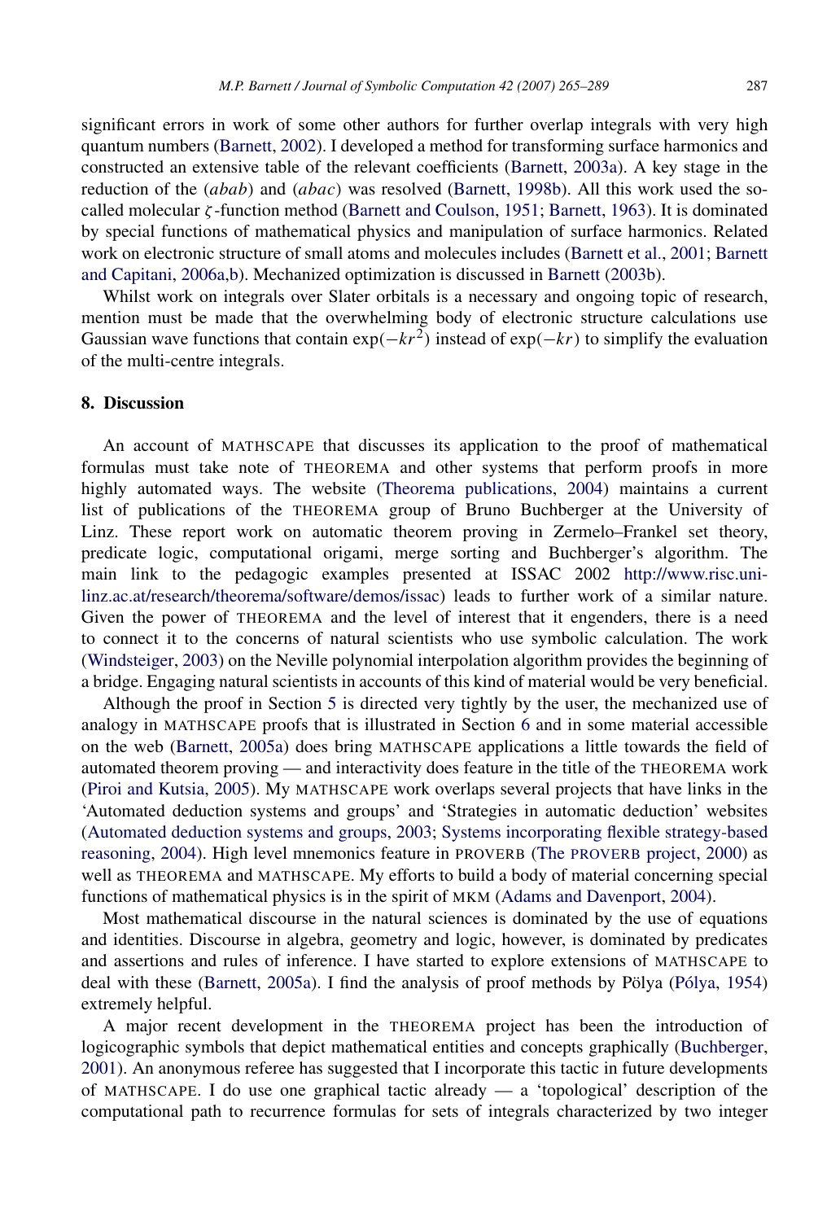significant errors in work of some other authors for further overlap integrals with very high quantum numbers (Barnett, 2002). I developed a method for transforming surface harmonics and constructed an extensive table of the relevant coefficients (Barnett, 2003a). A key stage in the reduction of the (*abab*) and (*abac*) was resolved (Barnett, 1998b). All this work used the so-called molecular $\zeta$-function method (Barnett and Coulson, 1951; Barnett, 1963). It is dominated by special functions of mathematical physics and manipulation of surface harmonics. Related work on electronic structure of small atoms and molecules includes (Barnett et al., 2001; Barnett and Capitani, 2006a,b). Mechanized optimization is discussed in Barnett (2003b).

Whilst work on integrals over Slater orbitals is a necessary and ongoing topic of research, mention must be made that the overwhelming body of electronic structure calculations use Gaussian wave functions that contain $\exp(-kr^2)$ instead of $\exp(-kr)$ to simplify the evaluation of the multi-centre integrals.

## 8. Discussion

An account of MATHSCAPE that discusses its application to the proof of mathematical formulas must take note of THEOREMA and other systems that perform proofs in more highly automated ways. The website (Theorema publications, 2004) maintains a current list of publications of the THEOREMA group of Bruno Buchberger at the University of Linz. These report work on automatic theorem proving in Zermelo–Frankel set theory, predicate logic, computational origami, merge sorting and Buchberger's algorithm. The main link to the pedagogic examples presented at ISSAC 2002 http://www.risc.uni-linz.ac.at/research/theorema/software/demos/issac) leads to further work of a similar nature. Given the power of THEOREMA and the level of interest that it engenders, there is a need to connect it to the concerns of natural scientists who use symbolic calculation. The work (Windsteiger, 2003) on the Neville polynomial interpolation algorithm provides the beginning of a bridge. Engaging natural scientists in accounts of this kind of material would be very beneficial.

Although the proof in Section 5 is directed very tightly by the user, the mechanized use of analogy in MATHSCAPE proofs that is illustrated in Section 6 and in some material accessible on the web (Barnett, 2005a) does bring MATHSCAPE applications a little towards the field of automated theorem proving — and interactivity does feature in the title of the THEOREMA work (Piroi and Kutsia, 2005). My MATHSCAPE work overlaps several projects that have links in the 'Automated deduction systems and groups' and 'Strategies in automatic deduction' websites (Automated deduction systems and groups, 2003; Systems incorporating flexible strategy-based reasoning, 2004). High level mnemonics feature in PROVERB (The PROVERB project, 2000) as well as THEOREMA and MATHSCAPE. My efforts to build a body of material concerning special functions of mathematical physics is in the spirit of MKM (Adams and Davenport, 2004).

Most mathematical discourse in the natural sciences is dominated by the use of equations and identities. Discourse in algebra, geometry and logic, however, is dominated by predicates and assertions and rules of inference. I have started to explore extensions of MATHSCAPE to deal with these (Barnett, 2005a). I find the analysis of proof methods by Pölya (Pólya, 1954) extremely helpful.

A major recent development in the THEOREMA project has been the introduction of logicographic symbols that depict mathematical entities and concepts graphically (Buchberger, 2001). An anonymous referee has suggested that I incorporate this tactic in future developments of MATHSCAPE. I do use one graphical tactic already — a 'topological' description of the computational path to recurrence formulas for sets of integrals characterized by two integer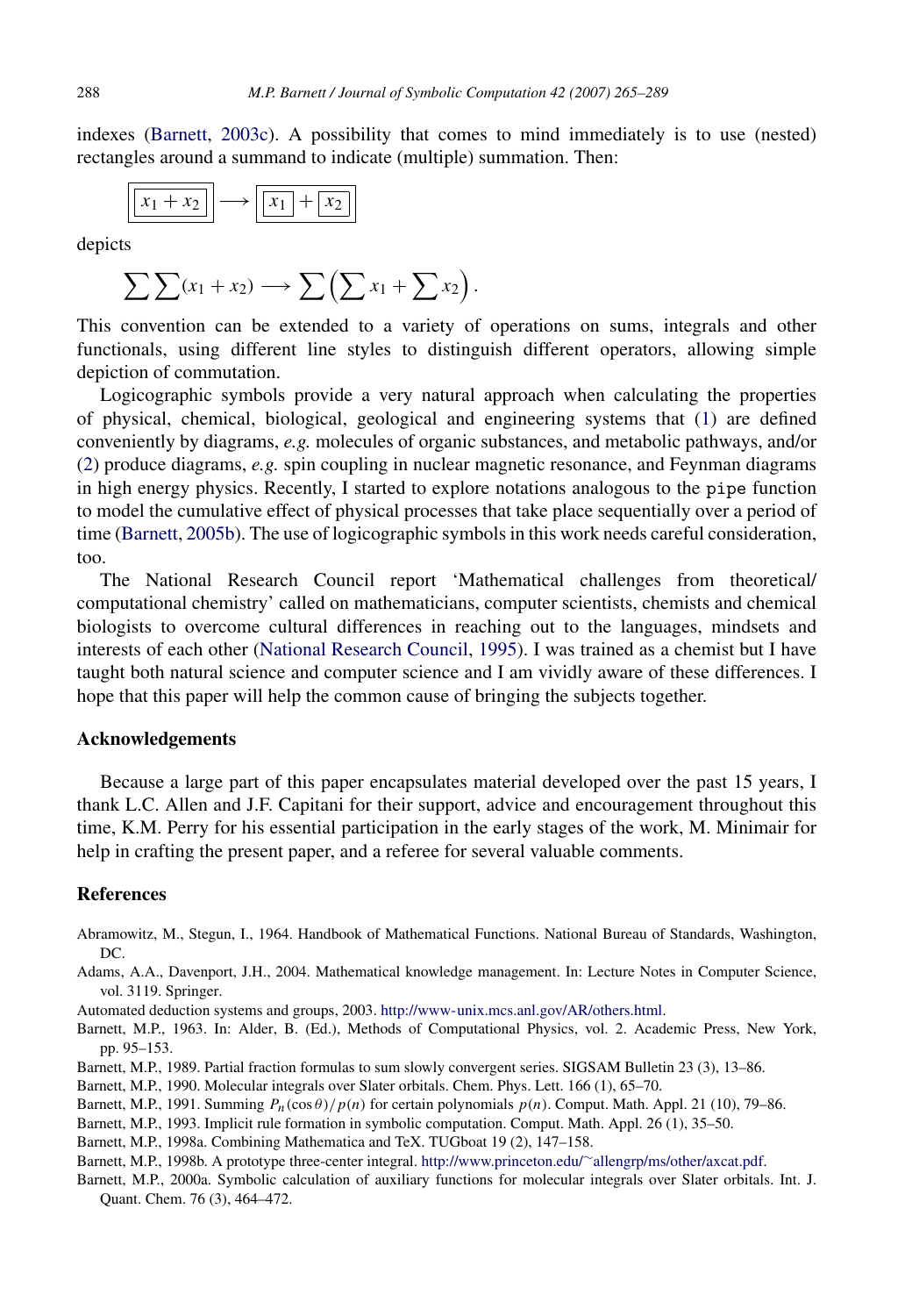indexes (Barnett, 2003c). A possibility that comes to mind immediately is to use (nested) rectangles around a summand to indicate (multiple) summation. Then:

$$\boxed{\boxed{x_1 + x_2}} \longrightarrow \boxed{\boxed{x_1} + \boxed{x_2}}$$

depicts

$$\sum\sum(x_1 + x_2) \longrightarrow \sum\left(\sum x_1 + \sum x_2\right).$$

This convention can be extended to a variety of operations on sums, integrals and other functionals, using different line styles to distinguish different operators, allowing simple depiction of commutation.

Logicographic symbols provide a very natural approach when calculating the properties of physical, chemical, biological, geological and engineering systems that (1) are defined conveniently by diagrams, *e.g.* molecules of organic substances, and metabolic pathways, and/or (2) produce diagrams, *e.g.* spin coupling in nuclear magnetic resonance, and Feynman diagrams in high energy physics. Recently, I started to explore notations analogous to the `pipe` function to model the cumulative effect of physical processes that take place sequentially over a period of time (Barnett, 2005b). The use of logicographic symbols in this work needs careful consideration, too.

The National Research Council report 'Mathematical challenges from theoretical/computational chemistry' called on mathematicians, computer scientists, chemists and chemical biologists to overcome cultural differences in reaching out to the languages, mindsets and interests of each other (National Research Council, 1995). I was trained as a chemist but I have taught both natural science and computer science and I am vividly aware of these differences. I hope that this paper will help the common cause of bringing the subjects together.

## Acknowledgements

Because a large part of this paper encapsulates material developed over the past 15 years, I thank L.C. Allen and J.F. Capitani for their support, advice and encouragement throughout this time, K.M. Perry for his essential participation in the early stages of the work, M. Minimair for help in crafting the present paper, and a referee for several valuable comments.

## References

Abramowitz, M., Stegun, I., 1964. Handbook of Mathematical Functions. National Bureau of Standards, Washington, DC.

Adams, A.A., Davenport, J.H., 2004. Mathematical knowledge management. In: Lecture Notes in Computer Science, vol. 3119. Springer.

Automated deduction systems and groups, 2003. http://www-unix.mcs.anl.gov/AR/others.html.

Barnett, M.P., 1963. In: Alder, B. (Ed.), Methods of Computational Physics, vol. 2. Academic Press, New York, pp. 95–153.

Barnett, M.P., 1989. Partial fraction formulas to sum slowly convergent series. SIGSAM Bulletin 23 (3), 13–86.

Barnett, M.P., 1990. Molecular integrals over Slater orbitals. Chem. Phys. Lett. 166 (1), 65–70.

Barnett, M.P., 1991. Summing $P_n(\cos\theta)/p(n)$ for certain polynomials $p(n)$. Comput. Math. Appl. 21 (10), 79–86.

Barnett, M.P., 1993. Implicit rule formation in symbolic computation. Comput. Math. Appl. 26 (1), 35–50.

Barnett, M.P., 1998a. Combining Mathematica and TeX. TUGboat 19 (2), 147–158.

Barnett, M.P., 1998b. A prototype three-center integral. http://www.princeton.edu/~allengrp/ms/other/axcat.pdf.

Barnett, M.P., 2000a. Symbolic calculation of auxiliary functions for molecular integrals over Slater orbitals. Int. J. Quant. Chem. 76 (3), 464–472.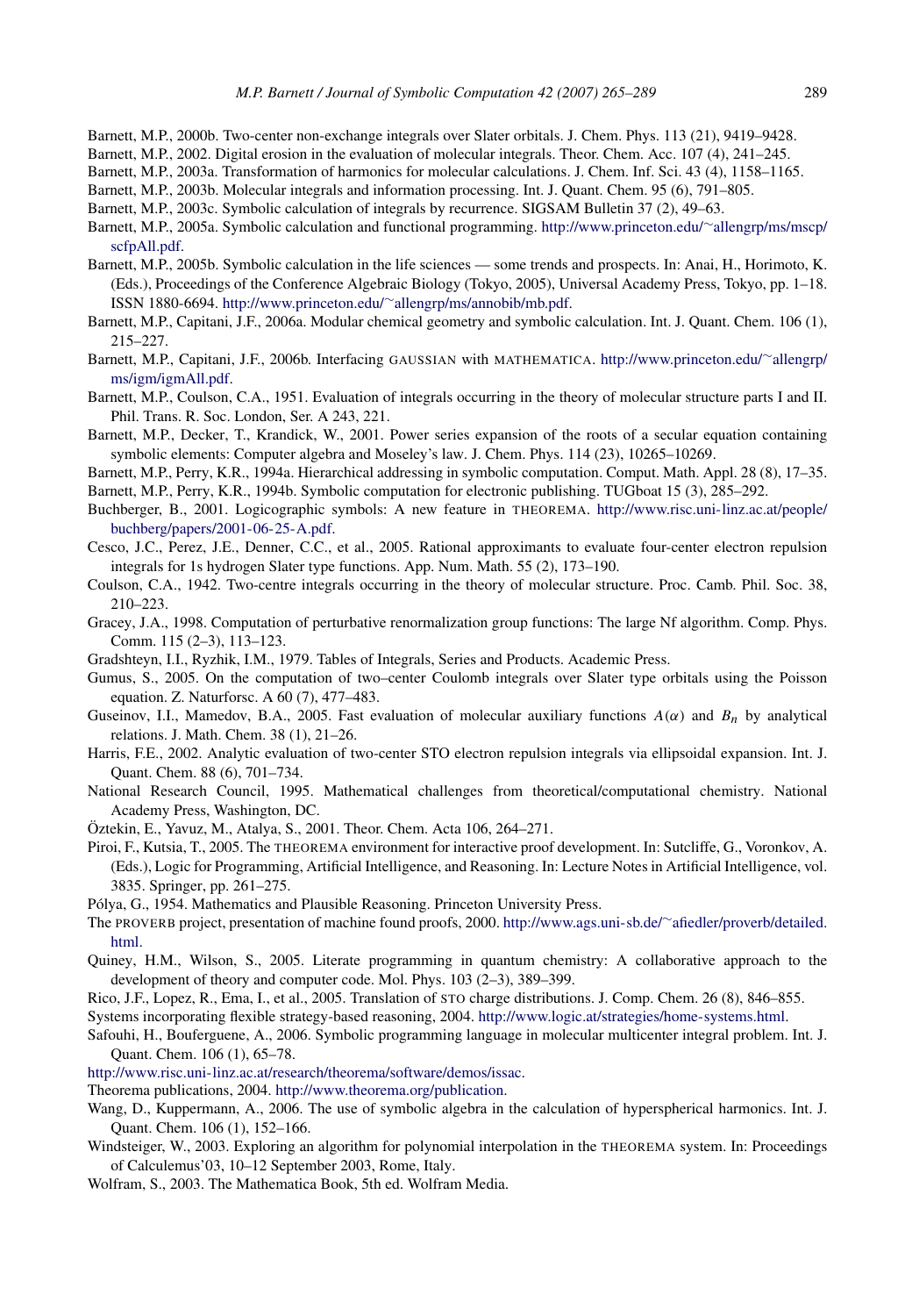Barnett, M.P., 2000b. Two-center non-exchange integrals over Slater orbitals. J. Chem. Phys. 113 (21), 9419–9428.

Barnett, M.P., 2002. Digital erosion in the evaluation of molecular integrals. Theor. Chem. Acc. 107 (4), 241–245.

Barnett, M.P., 2003a. Transformation of harmonics for molecular calculations. J. Chem. Inf. Sci. 43 (4), 1158–1165.

Barnett, M.P., 2003b. Molecular integrals and information processing. Int. J. Quant. Chem. 95 (6), 791–805.

Barnett, M.P., 2003c. Symbolic calculation of integrals by recurrence. SIGSAM Bulletin 37 (2), 49–63.

Barnett, M.P., 2005a. Symbolic calculation and functional programming. http://www.princeton.edu/~allengrp/ms/mscp/scfpAll.pdf.

Barnett, M.P., 2005b. Symbolic calculation in the life sciences — some trends and prospects. In: Anai, H., Horimoto, K. (Eds.), Proceedings of the Conference Algebraic Biology (Tokyo, 2005), Universal Academy Press, Tokyo, pp. 1–18. ISSN 1880-6694. http://www.princeton.edu/~allengrp/ms/annobib/mb.pdf.

Barnett, M.P., Capitani, J.F., 2006a. Modular chemical geometry and symbolic calculation. Int. J. Quant. Chem. 106 (1), 215–227.

Barnett, M.P., Capitani, J.F., 2006b. Interfacing GAUSSIAN with MATHEMATICA. http://www.princeton.edu/~allengrp/ms/igm/igmAll.pdf.

Barnett, M.P., Coulson, C.A., 1951. Evaluation of integrals occurring in the theory of molecular structure parts I and II. Phil. Trans. R. Soc. London, Ser. A 243, 221.

Barnett, M.P., Decker, T., Krandick, W., 2001. Power series expansion of the roots of a secular equation containing symbolic elements: Computer algebra and Moseley's law. J. Chem. Phys. 114 (23), 10265–10269.

Barnett, M.P., Perry, K.R., 1994a. Hierarchical addressing in symbolic computation. Comput. Math. Appl. 28 (8), 17–35.

Barnett, M.P., Perry, K.R., 1994b. Symbolic computation for electronic publishing. TUGboat 15 (3), 285–292.

Buchberger, B., 2001. Logicographic symbols: A new feature in THEOREMA. http://www.risc.uni-linz.ac.at/people/buchberg/papers/2001-06-25-A.pdf.

Cesco, J.C., Perez, J.E., Denner, C.C., et al., 2005. Rational approximants to evaluate four-center electron repulsion integrals for 1s hydrogen Slater type functions. App. Num. Math. 55 (2), 173–190.

Coulson, C.A., 1942. Two-centre integrals occurring in the theory of molecular structure. Proc. Camb. Phil. Soc. 38, 210–223.

Gracey, J.A., 1998. Computation of perturbative renormalization group functions: The large Nf algorithm. Comp. Phys. Comm. 115 (2–3), 113–123.

Gradshteyn, I.I., Ryzhik, I.M., 1979. Tables of Integrals, Series and Products. Academic Press.

Gumus, S., 2005. On the computation of two–center Coulomb integrals over Slater type orbitals using the Poisson equation. Z. Naturforsc. A 60 (7), 477–483.

Guseinov, I.I., Mamedov, B.A., 2005. Fast evaluation of molecular auxiliary functions $A(\alpha)$ and $B_n$ by analytical relations. J. Math. Chem. 38 (1), 21–26.

Harris, F.E., 2002. Analytic evaluation of two-center STO electron repulsion integrals via ellipsoidal expansion. Int. J. Quant. Chem. 88 (6), 701–734.

National Research Council, 1995. Mathematical challenges from theoretical/computational chemistry. National Academy Press, Washington, DC.

Öztekin, E., Yavuz, M., Atalya, S., 2001. Theor. Chem. Acta 106, 264–271.

Piroi, F., Kutsia, T., 2005. The THEOREMA environment for interactive proof development. In: Sutcliffe, G., Voronkov, A. (Eds.), Logic for Programming, Artificial Intelligence, and Reasoning. In: Lecture Notes in Artificial Intelligence, vol. 3835. Springer, pp. 261–275.

Pólya, G., 1954. Mathematics and Plausible Reasoning. Princeton University Press.

The PROVERB project, presentation of machine found proofs, 2000. http://www.ags.uni-sb.de/~afiedler/proverb/detailed.html.

Quiney, H.M., Wilson, S., 2005. Literate programming in quantum chemistry: A collaborative approach to the development of theory and computer code. Mol. Phys. 103 (2–3), 389–399.

Rico, J.F., Lopez, R., Ema, I., et al., 2005. Translation of STO charge distributions. J. Comp. Chem. 26 (8), 846–855.

Systems incorporating flexible strategy-based reasoning, 2004. http://www.logic.at/strategies/home-systems.html.

Safouhi, H., Bouferguene, A., 2006. Symbolic programming language in molecular multicenter integral problem. Int. J. Quant. Chem. 106 (1), 65–78.

http://www.risc.uni-linz.ac.at/research/theorema/software/demos/issac.

Theorema publications, 2004. http://www.theorema.org/publication.

Wang, D., Kuppermann, A., 2006. The use of symbolic algebra in the calculation of hyperspherical harmonics. Int. J. Quant. Chem. 106 (1), 152–166.

Windsteiger, W., 2003. Exploring an algorithm for polynomial interpolation in the THEOREMA system. In: Proceedings of Calculemus'03, 10–12 September 2003, Rome, Italy.

Wolfram, S., 2003. The Mathematica Book, 5th ed. Wolfram Media.